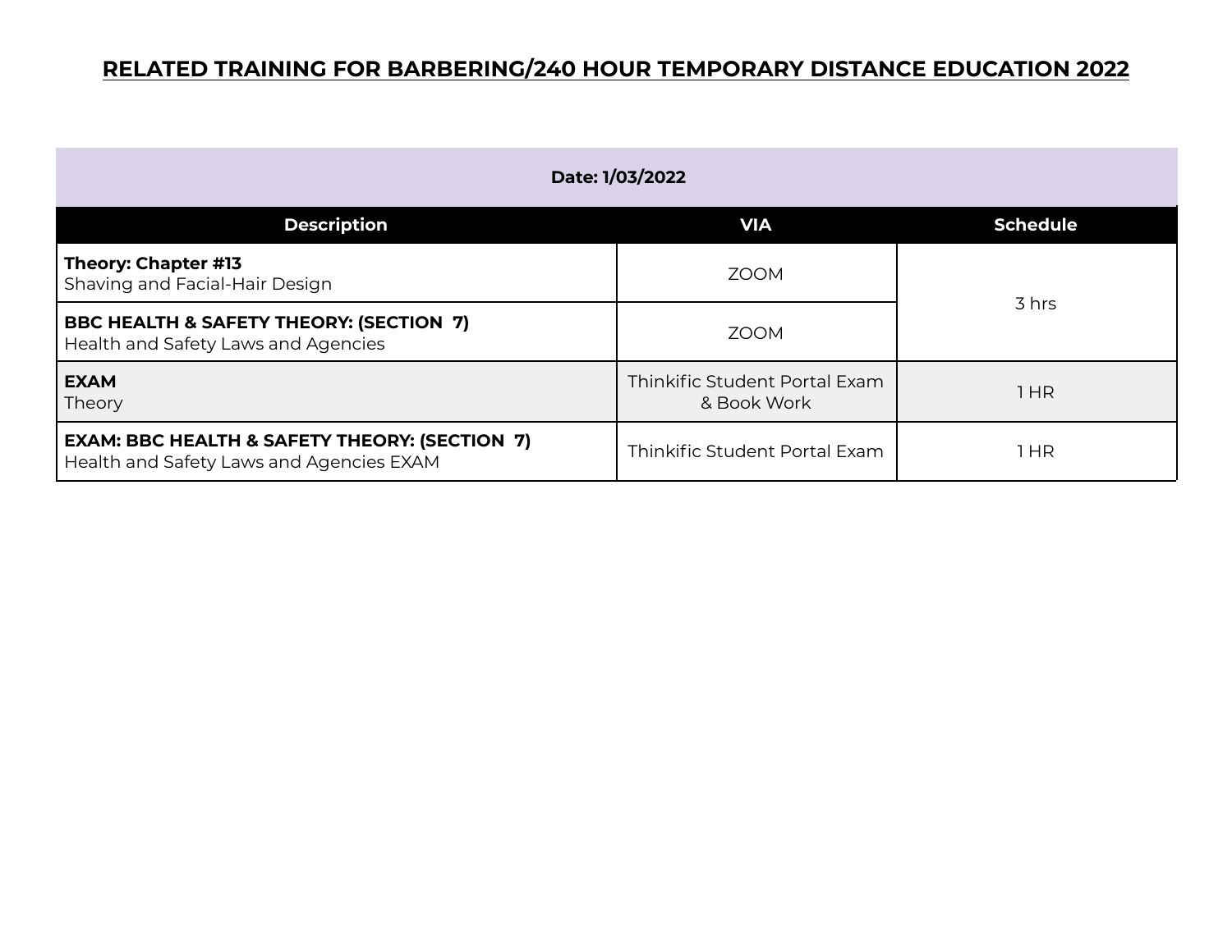# RELATED TRAINING FOR BARBERING/240 HOUR TEMPORARY DISTANCE EDUCATION 2022

| Date: 1/03/2022 | | |
|---|---|---|
| **Description** | **VIA** | **Schedule** |
| **Theory: Chapter #13**<br>Shaving and Facial-Hair Design | ZOOM | 3 hrs |
| **BBC HEALTH & SAFETY THEORY: (SECTION 7)**<br>Health and Safety Laws and Agencies | ZOOM | |
| **EXAM**<br>Theory | Thinkific Student Portal Exam & Book Work | 1 HR |
| **EXAM: BBC HEALTH & SAFETY THEORY: (SECTION 7)**<br>Health and Safety Laws and Agencies EXAM | Thinkific Student Portal Exam | 1 HR |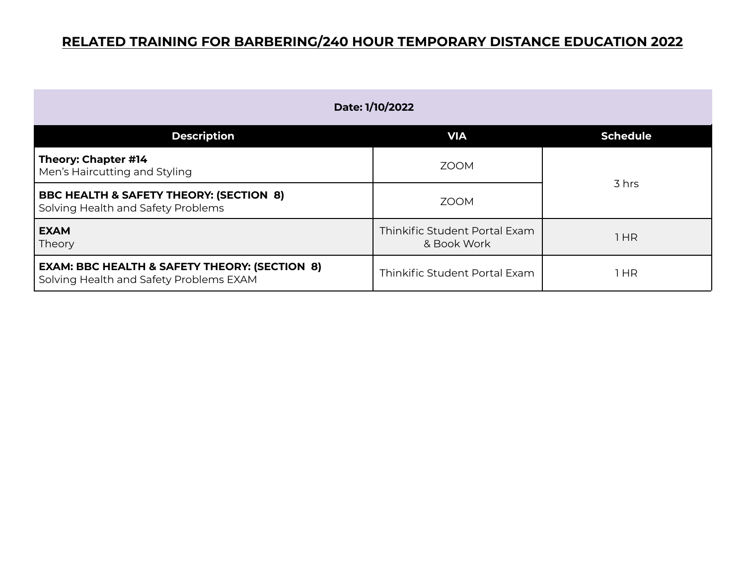# RELATED TRAINING FOR BARBERING/240 HOUR TEMPORARY DISTANCE EDUCATION 2022

| Date: 1/10/2022 | | |
|---|---|---|
| **Description** | **VIA** | **Schedule** |
| **Theory: Chapter #14**<br>Men's Haircutting and Styling | ZOOM | 3 hrs |
| **BBC HEALTH & SAFETY THEORY: (SECTION 8)**<br>Solving Health and Safety Problems | ZOOM | |
| **EXAM**<br>Theory | Thinkific Student Portal Exam & Book Work | 1 HR |
| **EXAM: BBC HEALTH & SAFETY THEORY: (SECTION 8)**<br>Solving Health and Safety Problems EXAM | Thinkific Student Portal Exam | 1 HR |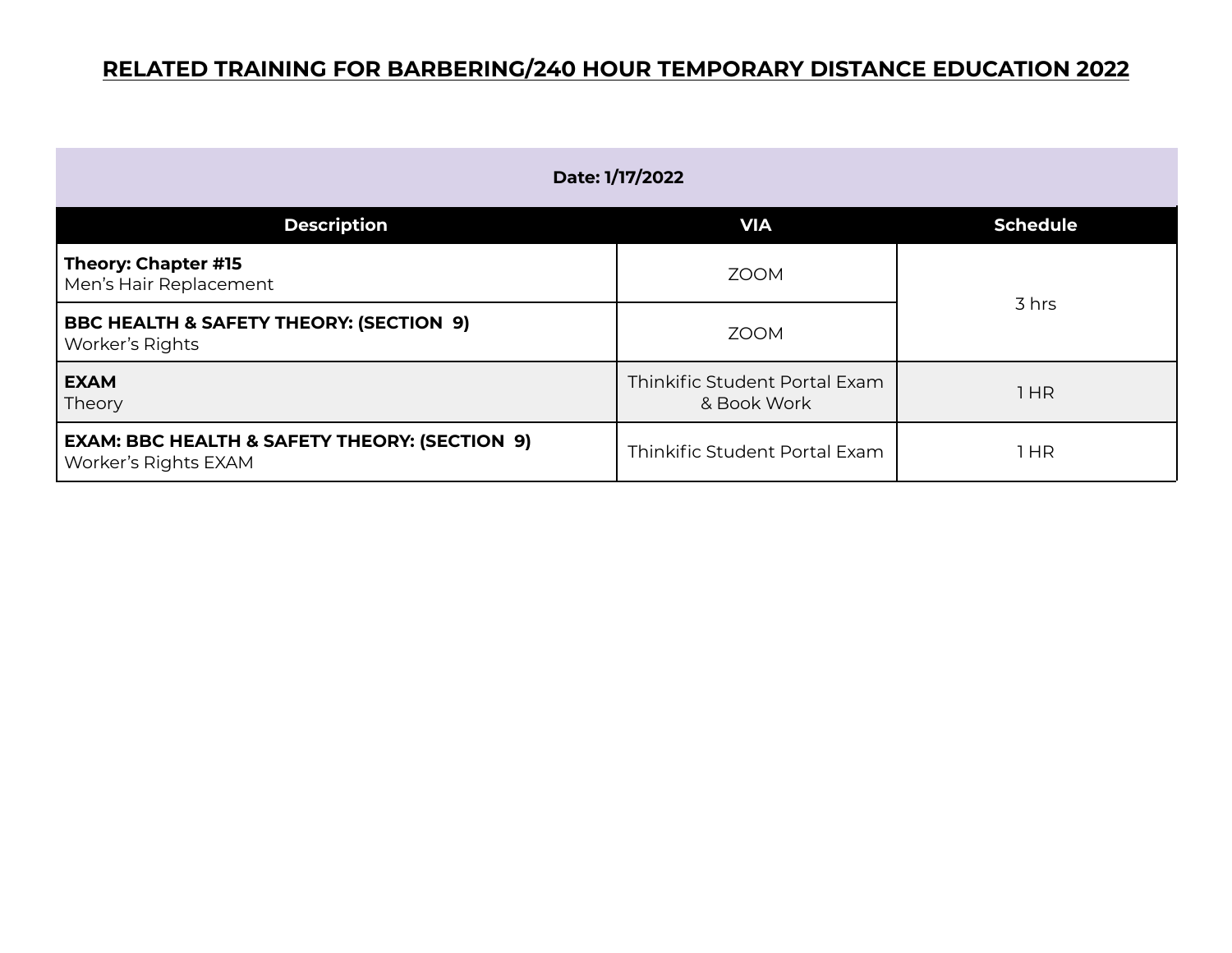# RELATED TRAINING FOR BARBERING/240 HOUR TEMPORARY DISTANCE EDUCATION 2022

| Date: 1/17/2022 | | |
|---|---|---|
| **Description** | **VIA** | **Schedule** |
| **Theory: Chapter #15**<br>Men's Hair Replacement | ZOOM | 3 hrs |
| **BBC HEALTH & SAFETY THEORY: (SECTION 9)**<br>Worker's Rights | ZOOM | |
| **EXAM**<br>Theory | Thinkific Student Portal Exam & Book Work | 1 HR |
| **EXAM: BBC HEALTH & SAFETY THEORY: (SECTION 9)**<br>Worker's Rights EXAM | Thinkific Student Portal Exam | 1 HR |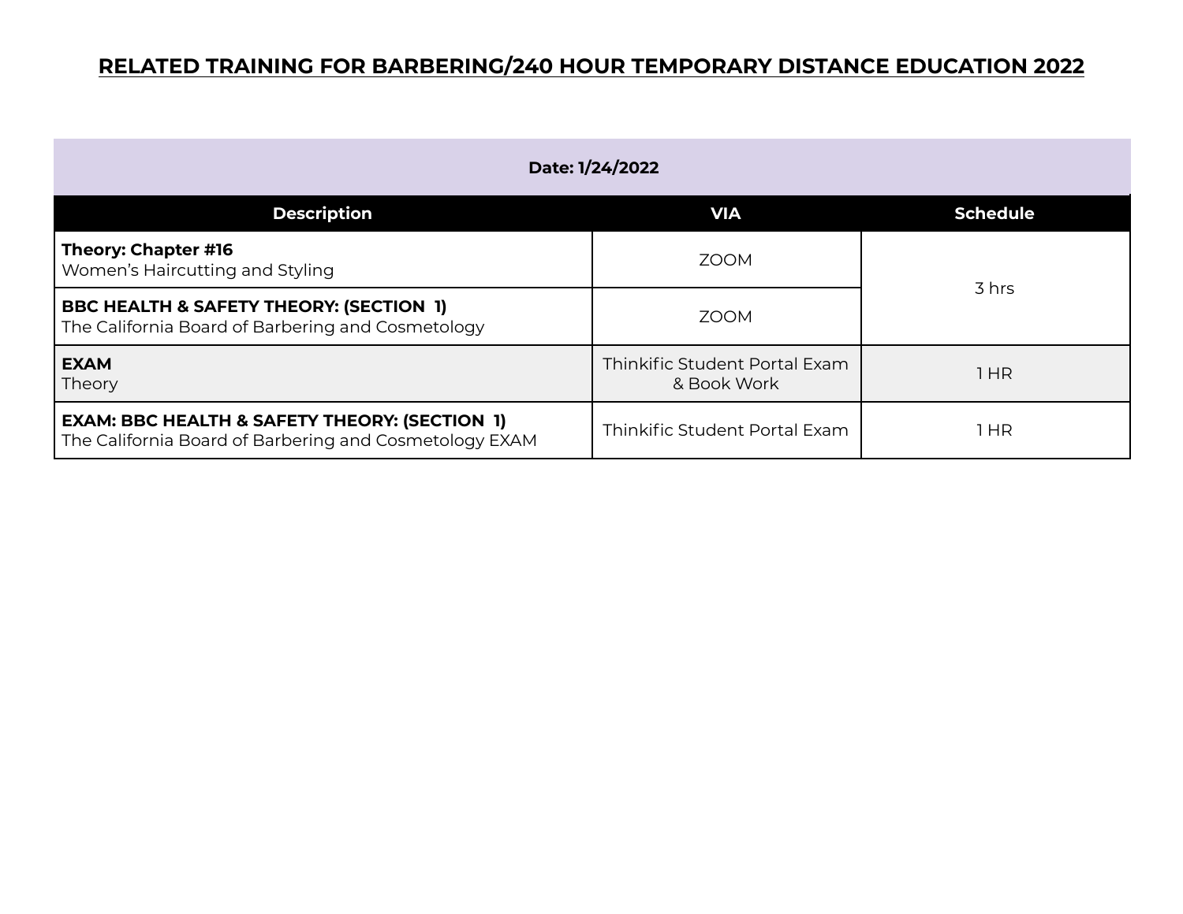# RELATED TRAINING FOR BARBERING/240 HOUR TEMPORARY DISTANCE EDUCATION 2022

| Date: 1/24/2022 | | |
|---|---|---|
| **Description** | **VIA** | **Schedule** |
| **Theory: Chapter #16**<br>Women's Haircutting and Styling | ZOOM | 3 hrs |
| **BBC HEALTH & SAFETY THEORY: (SECTION 1)**<br>The California Board of Barbering and Cosmetology | ZOOM | |
| **EXAM**<br>Theory | Thinkific Student Portal Exam & Book Work | 1 HR |
| **EXAM: BBC HEALTH & SAFETY THEORY: (SECTION 1)**<br>The California Board of Barbering and Cosmetology EXAM | Thinkific Student Portal Exam | 1 HR |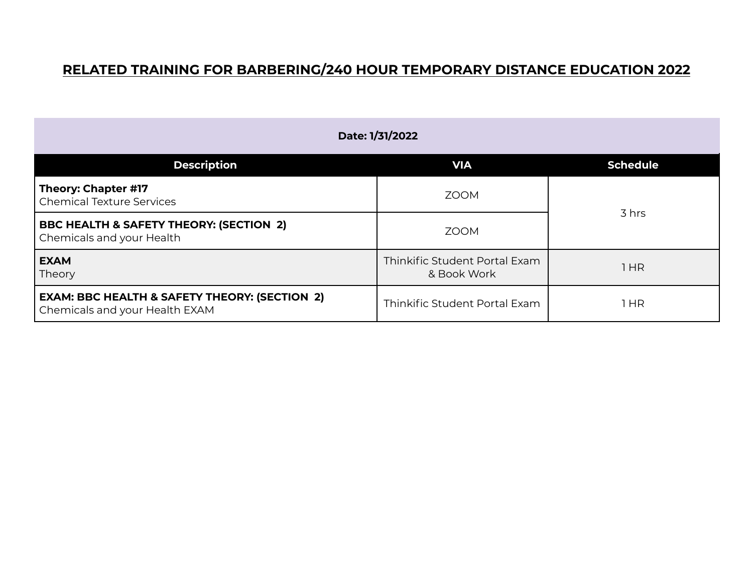# RELATED TRAINING FOR BARBERING/240 HOUR TEMPORARY DISTANCE EDUCATION 2022

| Date: 1/31/2022 | | |
|---|---|---|
| **Description** | **VIA** | **Schedule** |
| **Theory: Chapter #17**<br>Chemical Texture Services | ZOOM | 3 hrs |
| **BBC HEALTH & SAFETY THEORY: (SECTION 2)**<br>Chemicals and your Health | ZOOM | |
| **EXAM**<br>Theory | Thinkific Student Portal Exam & Book Work | 1 HR |
| **EXAM: BBC HEALTH & SAFETY THEORY: (SECTION 2)**<br>Chemicals and your Health EXAM | Thinkific Student Portal Exam | 1 HR |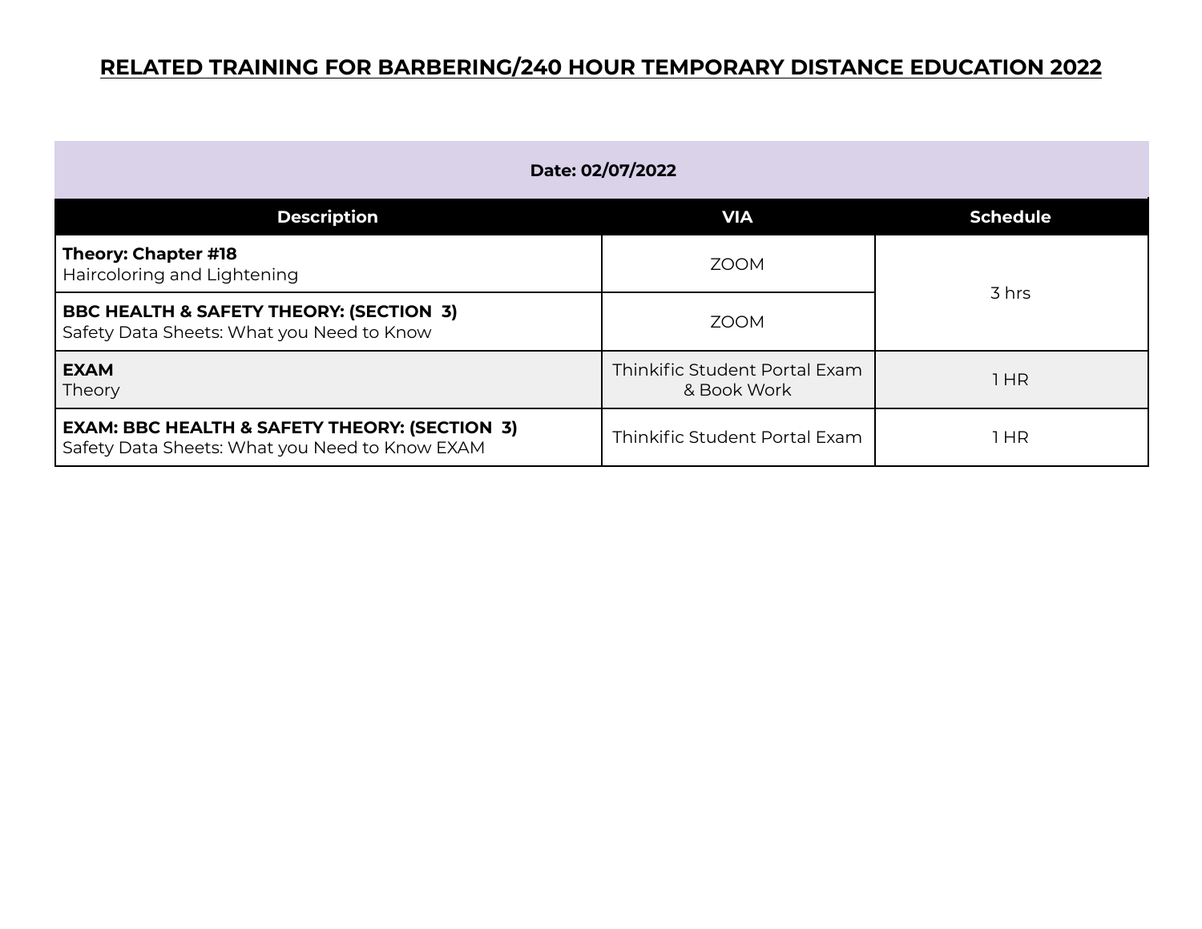# RELATED TRAINING FOR BARBERING/240 HOUR TEMPORARY DISTANCE EDUCATION 2022

| Date: 02/07/2022 | | |
|---|---|---|
| **Description** | **VIA** | **Schedule** |
| **Theory: Chapter #18**<br>Haircoloring and Lightening | ZOOM | 3 hrs |
| **BBC HEALTH & SAFETY THEORY: (SECTION 3)**<br>Safety Data Sheets: What you Need to Know | ZOOM | |
| **EXAM**<br>Theory | Thinkific Student Portal Exam & Book Work | 1 HR |
| **EXAM: BBC HEALTH & SAFETY THEORY: (SECTION 3)**<br>Safety Data Sheets: What you Need to Know EXAM | Thinkific Student Portal Exam | 1 HR |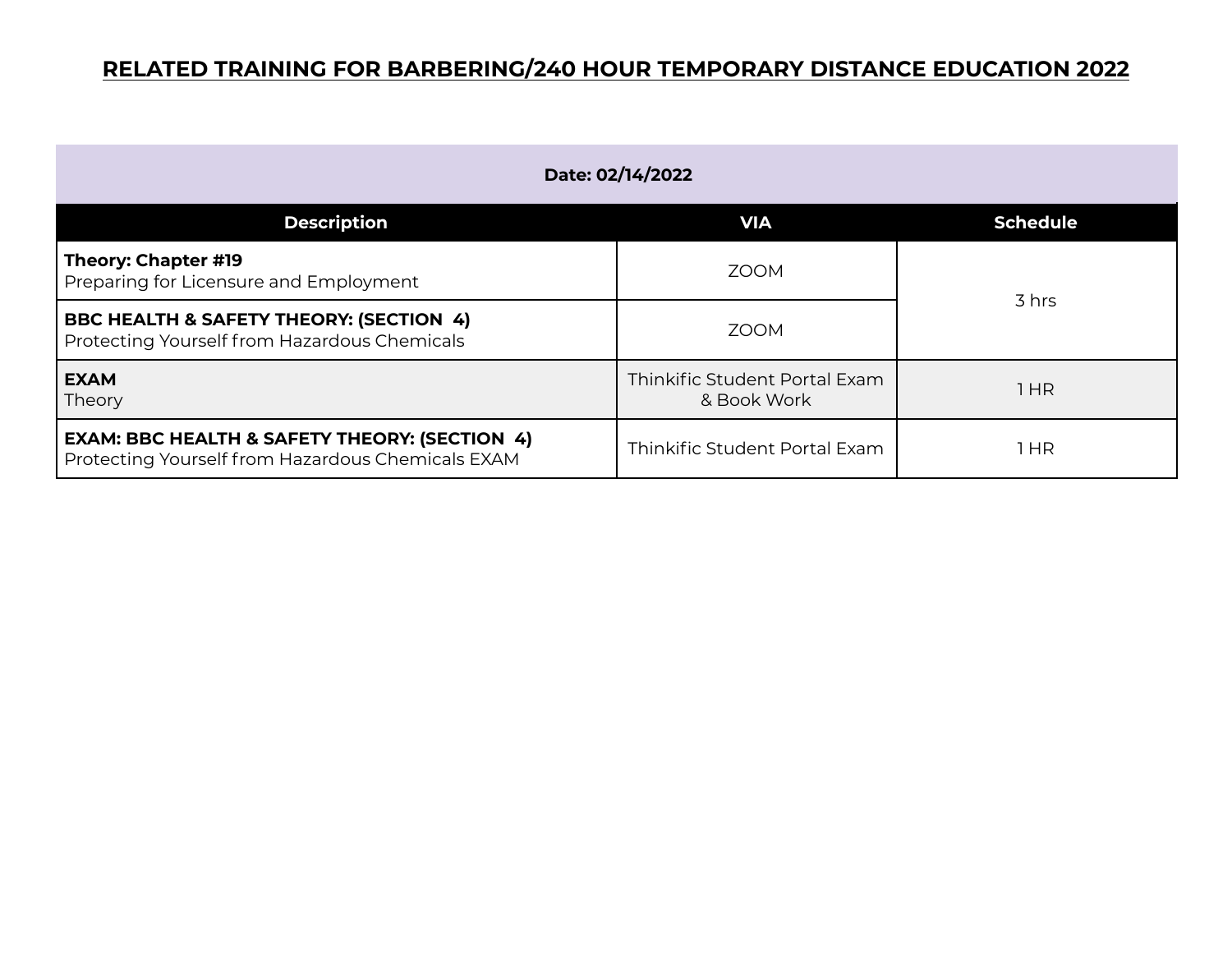# RELATED TRAINING FOR BARBERING/240 HOUR TEMPORARY DISTANCE EDUCATION 2022

| Date: 02/14/2022 | | |
|---|---|---|
| **Description** | **VIA** | **Schedule** |
| **Theory: Chapter #19**<br>Preparing for Licensure and Employment | ZOOM | 3 hrs |
| **BBC HEALTH & SAFETY THEORY: (SECTION 4)**<br>Protecting Yourself from Hazardous Chemicals | ZOOM | |
| **EXAM**<br>Theory | Thinkific Student Portal Exam & Book Work | 1 HR |
| **EXAM: BBC HEALTH & SAFETY THEORY: (SECTION 4)**<br>Protecting Yourself from Hazardous Chemicals EXAM | Thinkific Student Portal Exam | 1 HR |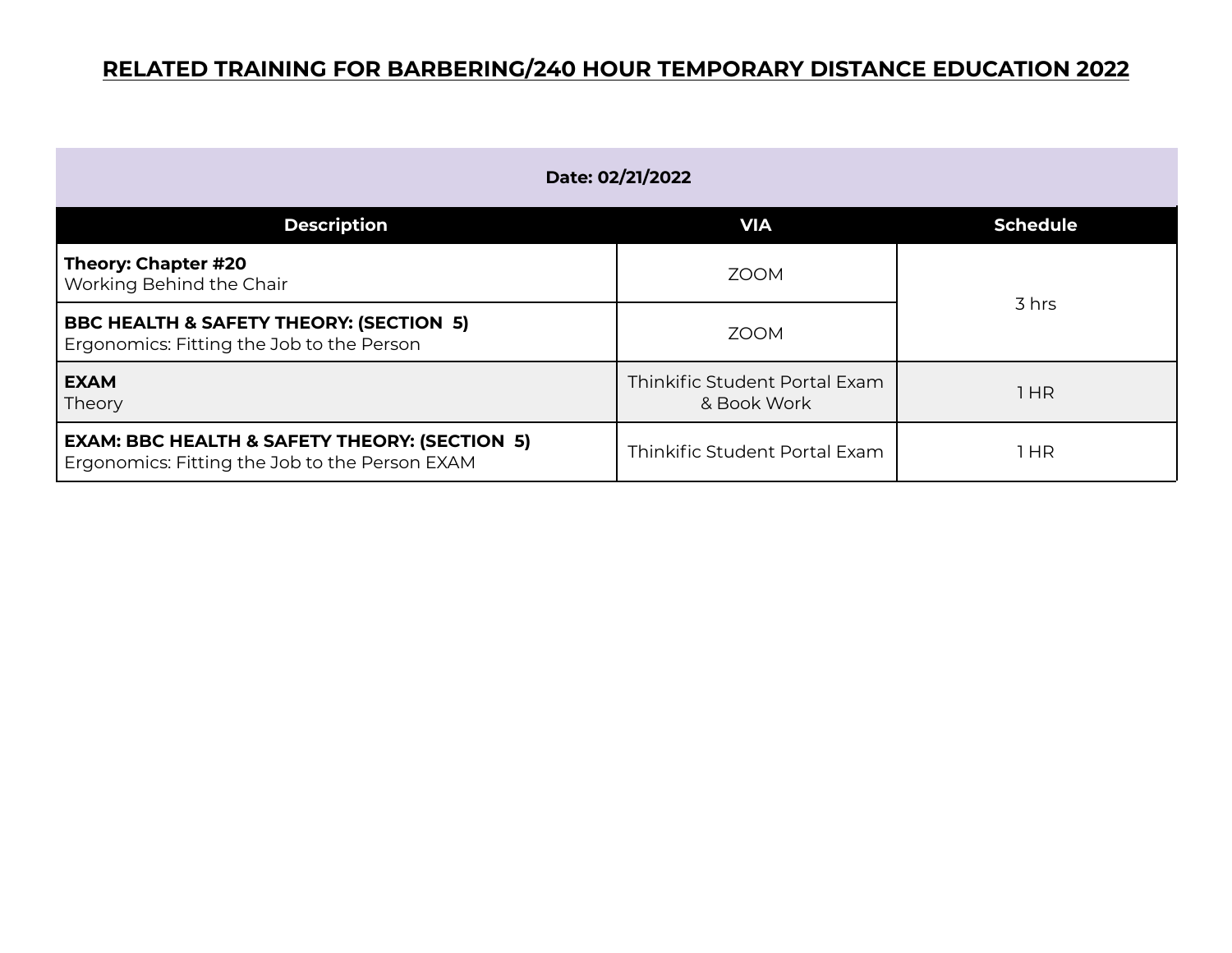# RELATED TRAINING FOR BARBERING/240 HOUR TEMPORARY DISTANCE EDUCATION 2022

| Date: 02/21/2022 | | |
|---|---|---|
| **Description** | **VIA** | **Schedule** |
| **Theory: Chapter #20**<br>Working Behind the Chair | ZOOM | 3 hrs |
| **BBC HEALTH & SAFETY THEORY: (SECTION 5)**<br>Ergonomics: Fitting the Job to the Person | ZOOM | |
| **EXAM**<br>Theory | Thinkific Student Portal Exam & Book Work | 1 HR |
| **EXAM: BBC HEALTH & SAFETY THEORY: (SECTION 5)**<br>Ergonomics: Fitting the Job to the Person EXAM | Thinkific Student Portal Exam | 1 HR |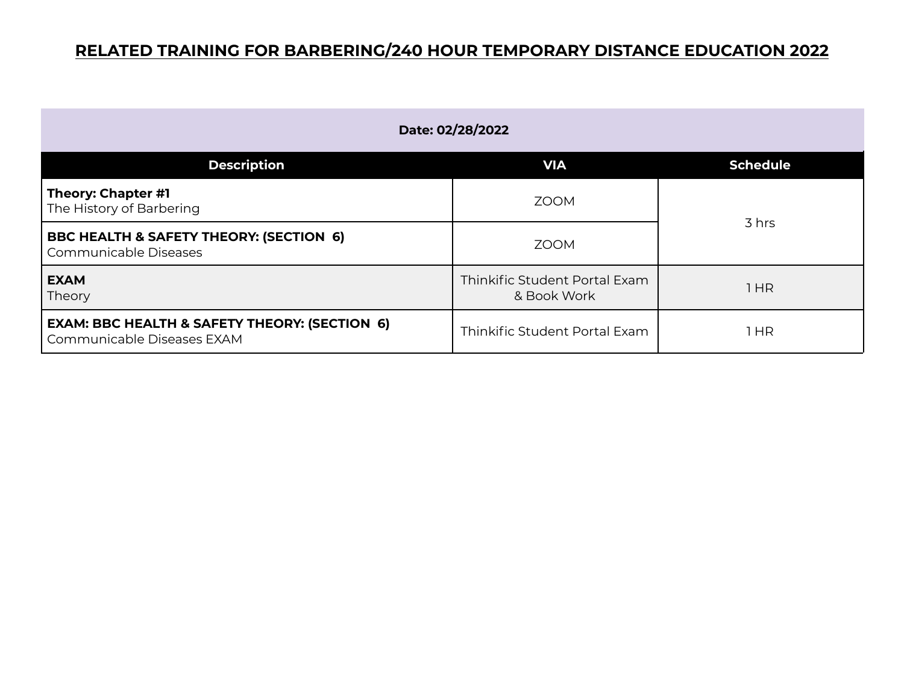# RELATED TRAINING FOR BARBERING/240 HOUR TEMPORARY DISTANCE EDUCATION 2022

| Date: 02/28/2022 | | |
|---|---|---|
| **Description** | **VIA** | **Schedule** |
| **Theory: Chapter #1**<br>The History of Barbering | ZOOM | 3 hrs |
| **BBC HEALTH & SAFETY THEORY: (SECTION 6)**<br>Communicable Diseases | ZOOM | |
| **EXAM**<br>Theory | Thinkific Student Portal Exam & Book Work | 1 HR |
| **EXAM: BBC HEALTH & SAFETY THEORY: (SECTION 6)**<br>Communicable Diseases EXAM | Thinkific Student Portal Exam | 1 HR |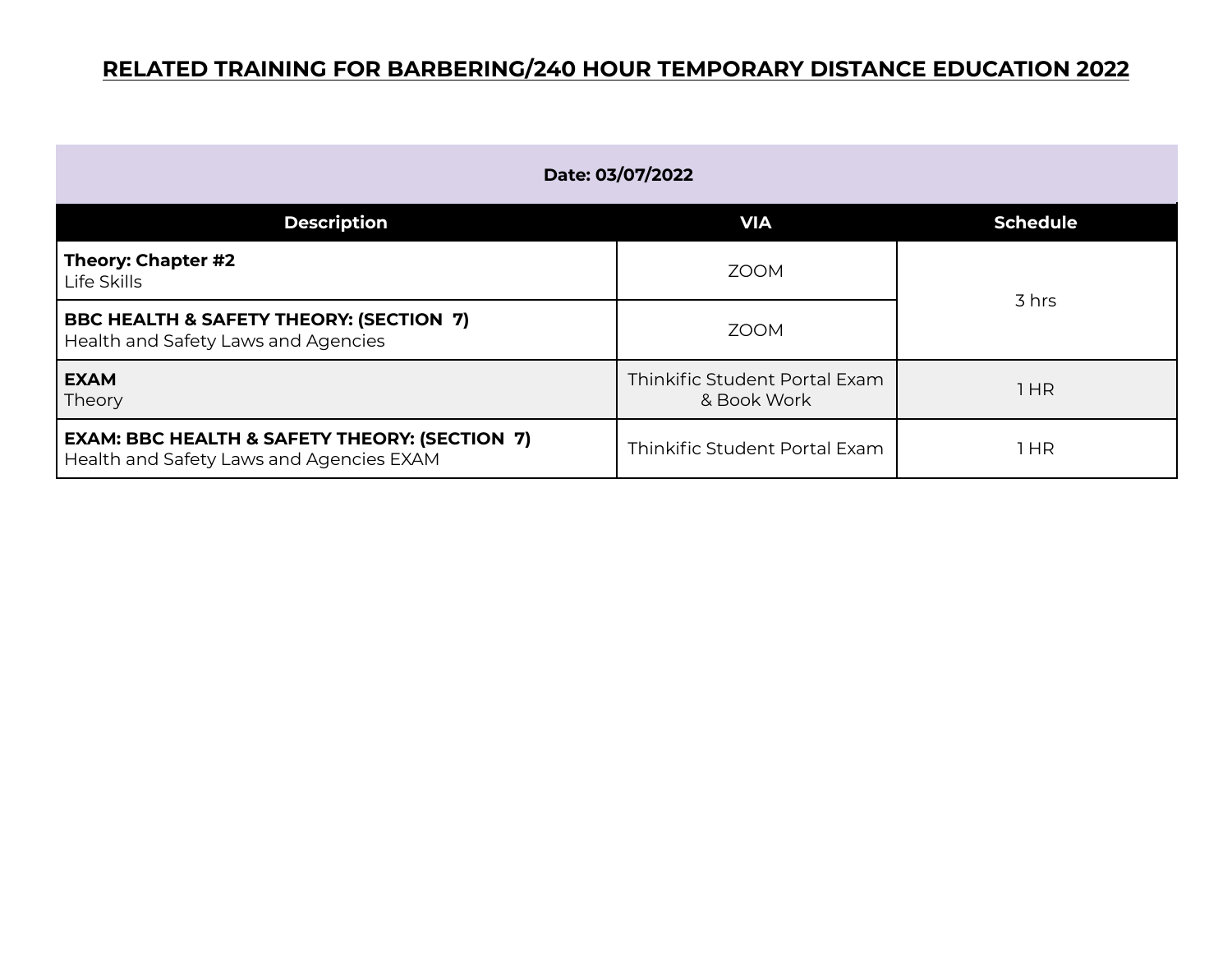# RELATED TRAINING FOR BARBERING/240 HOUR TEMPORARY DISTANCE EDUCATION 2022

| Date: 03/07/2022 | | |
|---|---|---|
| **Description** | **VIA** | **Schedule** |
| **Theory: Chapter #2**<br>Life Skills | ZOOM | 3 hrs |
| **BBC HEALTH & SAFETY THEORY: (SECTION 7)**<br>Health and Safety Laws and Agencies | ZOOM | |
| **EXAM**<br>Theory | Thinkific Student Portal Exam & Book Work | 1 HR |
| **EXAM: BBC HEALTH & SAFETY THEORY: (SECTION 7)**<br>Health and Safety Laws and Agencies EXAM | Thinkific Student Portal Exam | 1 HR |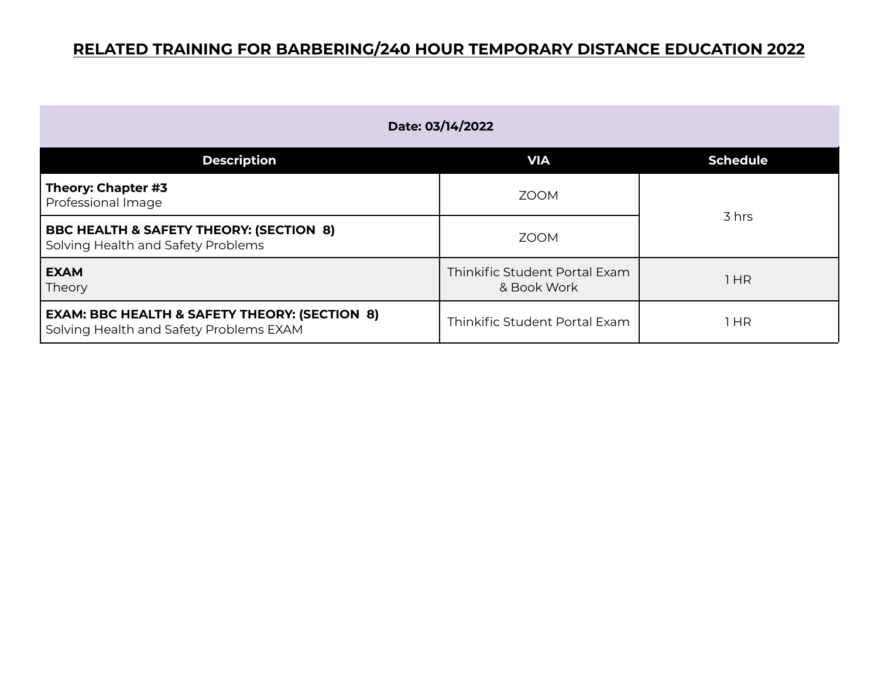# RELATED TRAINING FOR BARBERING/240 HOUR TEMPORARY DISTANCE EDUCATION 2022

| Date: 03/14/2022 | | |
|---|---|---|
| **Description** | **VIA** | **Schedule** |
| **Theory: Chapter #3**<br>Professional Image | ZOOM | 3 hrs |
| **BBC HEALTH & SAFETY THEORY: (SECTION 8)**<br>Solving Health and Safety Problems | ZOOM | |
| **EXAM**<br>Theory | Thinkific Student Portal Exam & Book Work | 1 HR |
| **EXAM: BBC HEALTH & SAFETY THEORY: (SECTION 8)**<br>Solving Health and Safety Problems EXAM | Thinkific Student Portal Exam | 1 HR |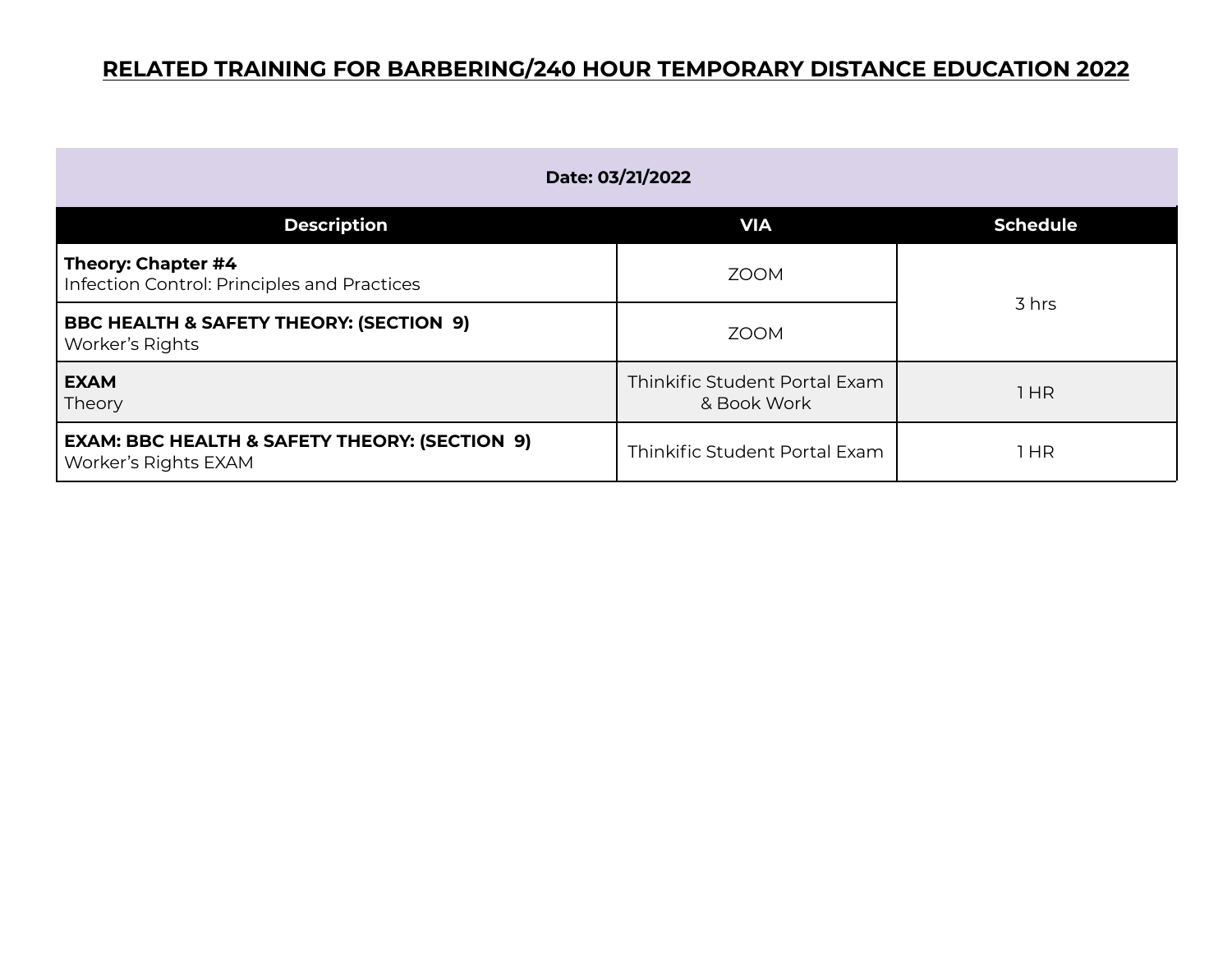# RELATED TRAINING FOR BARBERING/240 HOUR TEMPORARY DISTANCE EDUCATION 2022

| Date: 03/21/2022 | | |
|---|---|---|
| **Description** | **VIA** | **Schedule** |
| **Theory: Chapter #4**<br>Infection Control: Principles and Practices | ZOOM | 3 hrs |
| **BBC HEALTH & SAFETY THEORY: (SECTION 9)**<br>Worker's Rights | ZOOM | |
| **EXAM**<br>Theory | Thinkific Student Portal Exam & Book Work | 1 HR |
| **EXAM: BBC HEALTH & SAFETY THEORY: (SECTION 9)**<br>Worker's Rights EXAM | Thinkific Student Portal Exam | 1 HR |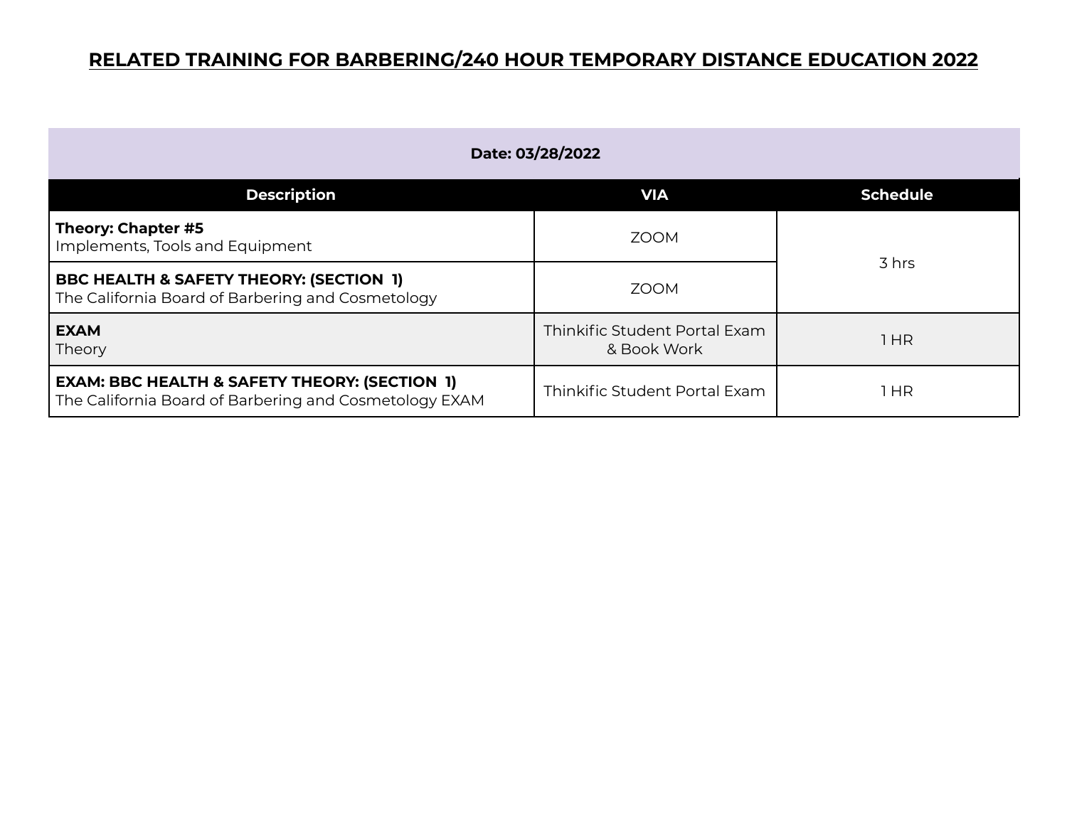# RELATED TRAINING FOR BARBERING/240 HOUR TEMPORARY DISTANCE EDUCATION 2022

| Date: 03/28/2022 | | |
|---|---|---|
| **Description** | **VIA** | **Schedule** |
| **Theory: Chapter #5**<br>Implements, Tools and Equipment | ZOOM | 3 hrs |
| **BBC HEALTH & SAFETY THEORY: (SECTION 1)**<br>The California Board of Barbering and Cosmetology | ZOOM | |
| **EXAM**<br>Theory | Thinkific Student Portal Exam & Book Work | 1 HR |
| **EXAM: BBC HEALTH & SAFETY THEORY: (SECTION 1)**<br>The California Board of Barbering and Cosmetology EXAM | Thinkific Student Portal Exam | 1 HR |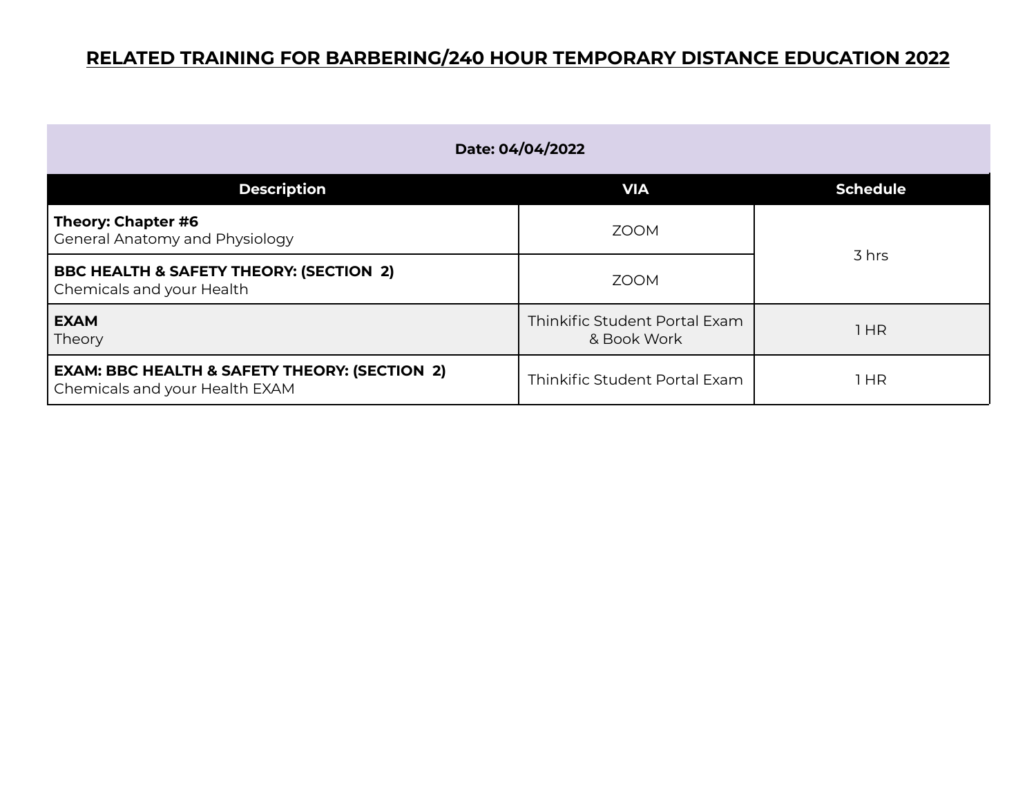# RELATED TRAINING FOR BARBERING/240 HOUR TEMPORARY DISTANCE EDUCATION 2022

| Date: 04/04/2022 | | |
|---|---|---|
| **Description** | **VIA** | **Schedule** |
| **Theory: Chapter #6**<br>General Anatomy and Physiology | ZOOM | 3 hrs |
| **BBC HEALTH & SAFETY THEORY: (SECTION 2)**<br>Chemicals and your Health | ZOOM | |
| **EXAM**<br>Theory | Thinkific Student Portal Exam & Book Work | 1 HR |
| **EXAM: BBC HEALTH & SAFETY THEORY: (SECTION 2)**<br>Chemicals and your Health EXAM | Thinkific Student Portal Exam | 1 HR |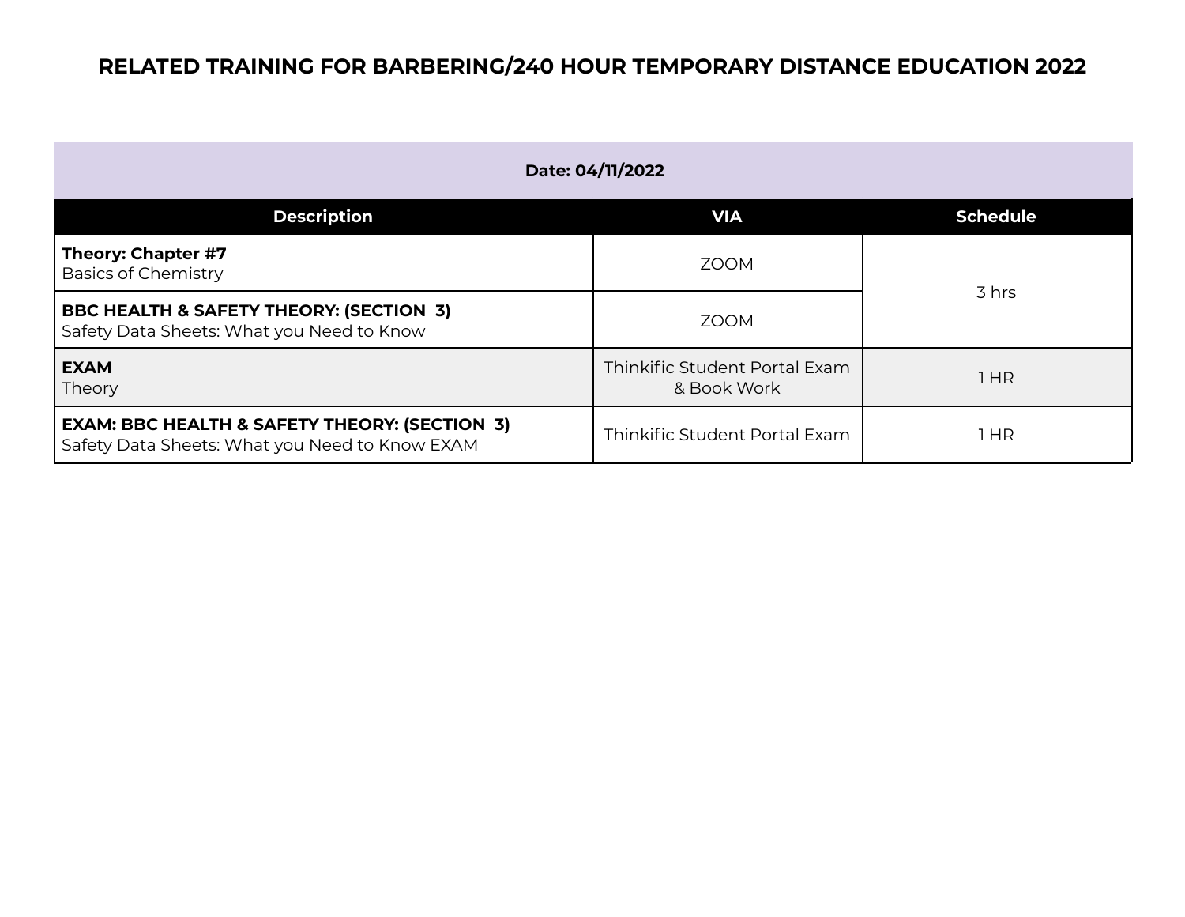# RELATED TRAINING FOR BARBERING/240 HOUR TEMPORARY DISTANCE EDUCATION 2022

| Date: 04/11/2022 | | |
|---|---|---|
| **Description** | **VIA** | **Schedule** |
| **Theory: Chapter #7**<br>Basics of Chemistry | ZOOM | 3 hrs |
| **BBC HEALTH & SAFETY THEORY: (SECTION 3)**<br>Safety Data Sheets: What you Need to Know | ZOOM | |
| **EXAM**<br>Theory | Thinkific Student Portal Exam & Book Work | 1 HR |
| **EXAM: BBC HEALTH & SAFETY THEORY: (SECTION 3)**<br>Safety Data Sheets: What you Need to Know EXAM | Thinkific Student Portal Exam | 1 HR |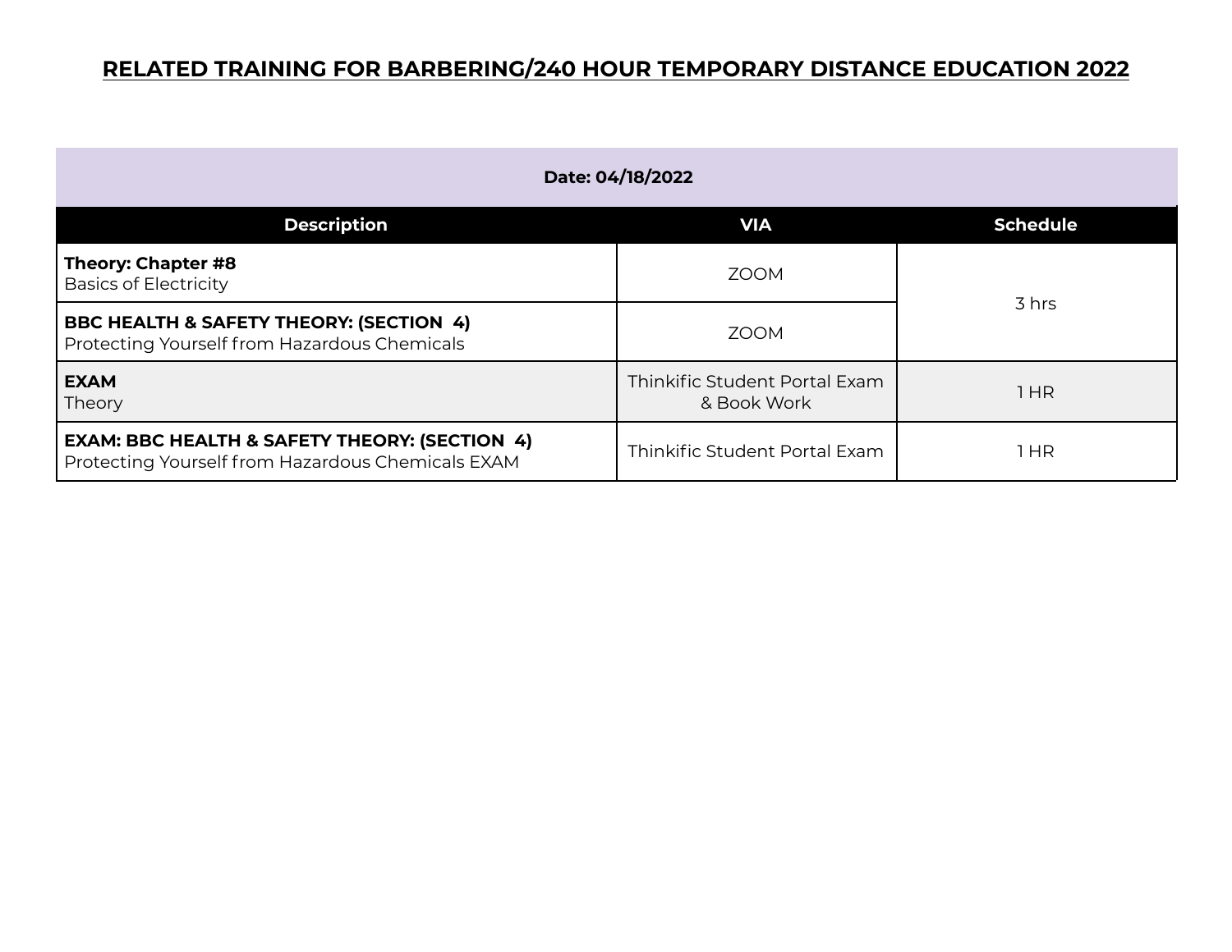# RELATED TRAINING FOR BARBERING/240 HOUR TEMPORARY DISTANCE EDUCATION 2022

| Date: 04/18/2022 | | |
|---|---|---|
| **Description** | **VIA** | **Schedule** |
| **Theory: Chapter #8**<br>Basics of Electricity | ZOOM | 3 hrs |
| **BBC HEALTH & SAFETY THEORY: (SECTION 4)**<br>Protecting Yourself from Hazardous Chemicals | ZOOM | |
| **EXAM**<br>Theory | Thinkific Student Portal Exam & Book Work | 1 HR |
| **EXAM: BBC HEALTH & SAFETY THEORY: (SECTION 4)**<br>Protecting Yourself from Hazardous Chemicals EXAM | Thinkific Student Portal Exam | 1 HR |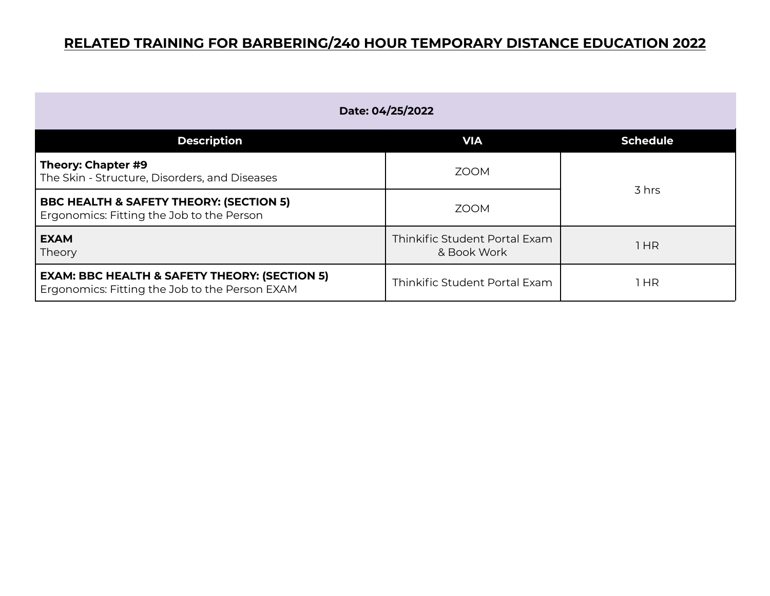# RELATED TRAINING FOR BARBERING/240 HOUR TEMPORARY DISTANCE EDUCATION 2022

**Date: 04/25/2022**

| Description | VIA | Schedule |
|---|---|---|
| **Theory: Chapter #9**<br>The Skin - Structure, Disorders, and Diseases | ZOOM | 3 hrs |
| **BBC HEALTH & SAFETY THEORY: (SECTION 5)**<br>Ergonomics: Fitting the Job to the Person | ZOOM | |
| **EXAM**<br>Theory | Thinkific Student Portal Exam & Book Work | 1 HR |
| **EXAM: BBC HEALTH & SAFETY THEORY: (SECTION 5)**<br>Ergonomics: Fitting the Job to the Person EXAM | Thinkific Student Portal Exam | 1 HR |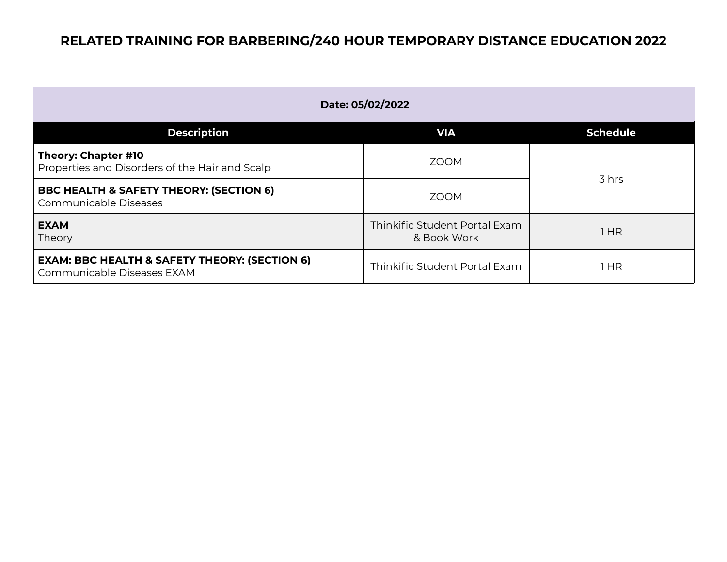# RELATED TRAINING FOR BARBERING/240 HOUR TEMPORARY DISTANCE EDUCATION 2022

| Date: 05/02/2022 | | |
|---|---|---|
| **Description** | **VIA** | **Schedule** |
| **Theory: Chapter #10**<br>Properties and Disorders of the Hair and Scalp | ZOOM | 3 hrs |
| **BBC HEALTH & SAFETY THEORY: (SECTION 6)**<br>Communicable Diseases | ZOOM | |
| **EXAM**<br>Theory | Thinkific Student Portal Exam & Book Work | 1 HR |
| **EXAM: BBC HEALTH & SAFETY THEORY: (SECTION 6)**<br>Communicable Diseases EXAM | Thinkific Student Portal Exam | 1 HR |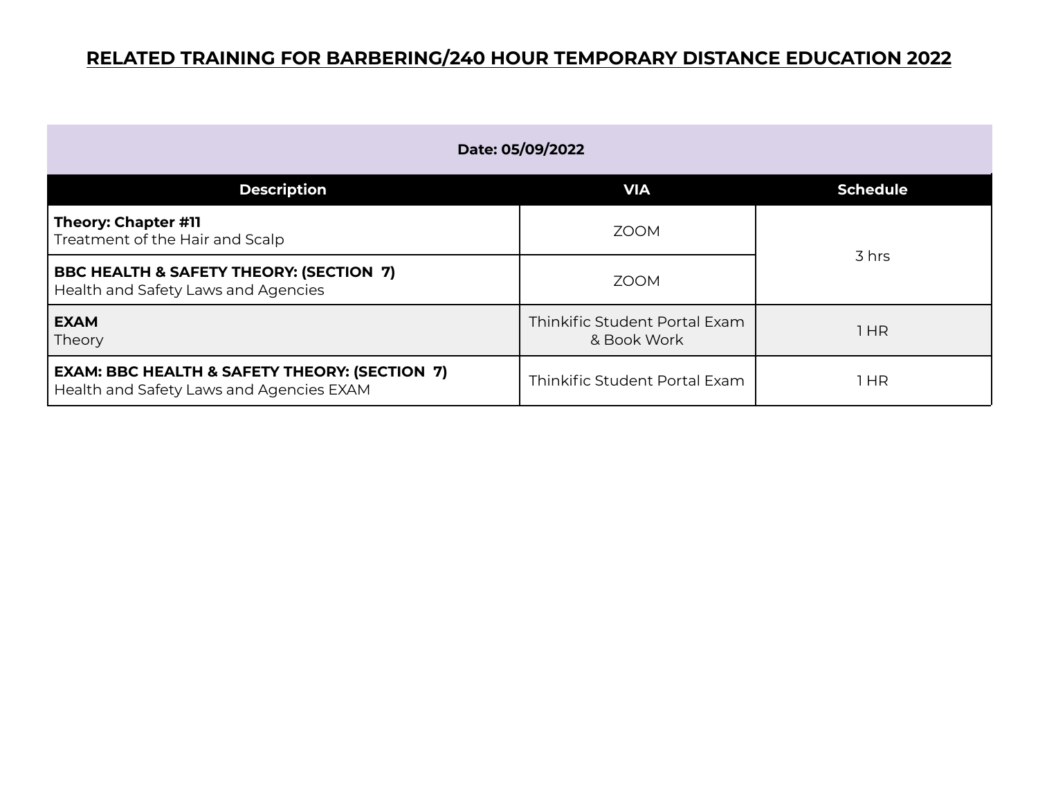# RELATED TRAINING FOR BARBERING/240 HOUR TEMPORARY DISTANCE EDUCATION 2022

| Date: 05/09/2022 | | |
|---|---|---|
| **Description** | **VIA** | **Schedule** |
| **Theory: Chapter #11**<br>Treatment of the Hair and Scalp | ZOOM | 3 hrs |
| **BBC HEALTH & SAFETY THEORY: (SECTION 7)**<br>Health and Safety Laws and Agencies | ZOOM | |
| **EXAM**<br>Theory | Thinkific Student Portal Exam & Book Work | 1 HR |
| **EXAM: BBC HEALTH & SAFETY THEORY: (SECTION 7)**<br>Health and Safety Laws and Agencies EXAM | Thinkific Student Portal Exam | 1 HR |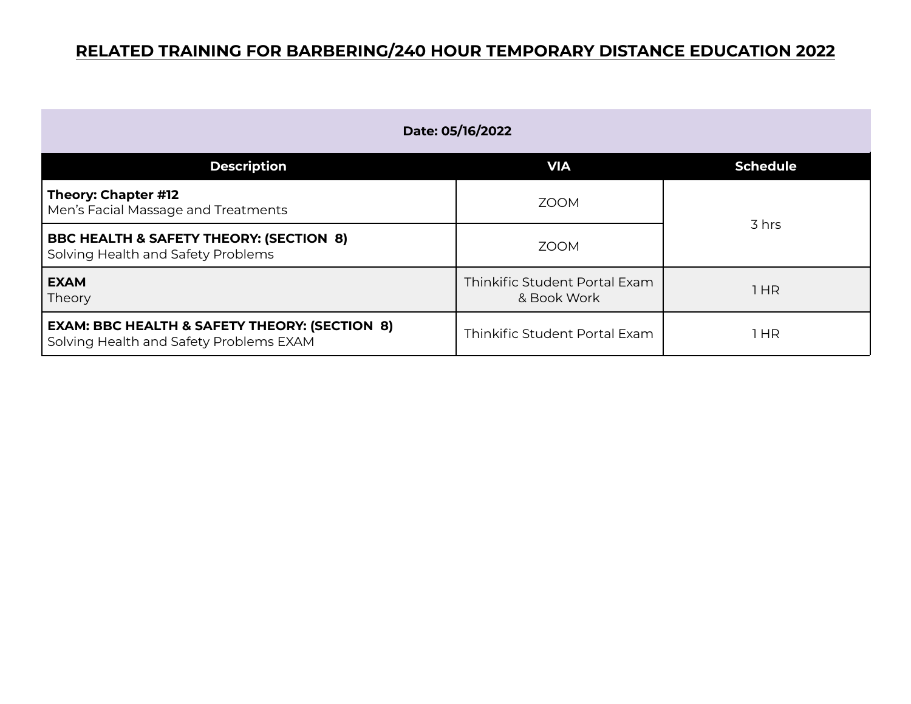# RELATED TRAINING FOR BARBERING/240 HOUR TEMPORARY DISTANCE EDUCATION 2022

| Date: 05/16/2022 | | |
|---|---|---|
| **Description** | **VIA** | **Schedule** |
| **Theory: Chapter #12**<br>Men's Facial Massage and Treatments | ZOOM | 3 hrs |
| **BBC HEALTH & SAFETY THEORY: (SECTION 8)**<br>Solving Health and Safety Problems | ZOOM | |
| **EXAM**<br>Theory | Thinkific Student Portal Exam & Book Work | 1 HR |
| **EXAM: BBC HEALTH & SAFETY THEORY: (SECTION 8)**<br>Solving Health and Safety Problems EXAM | Thinkific Student Portal Exam | 1 HR |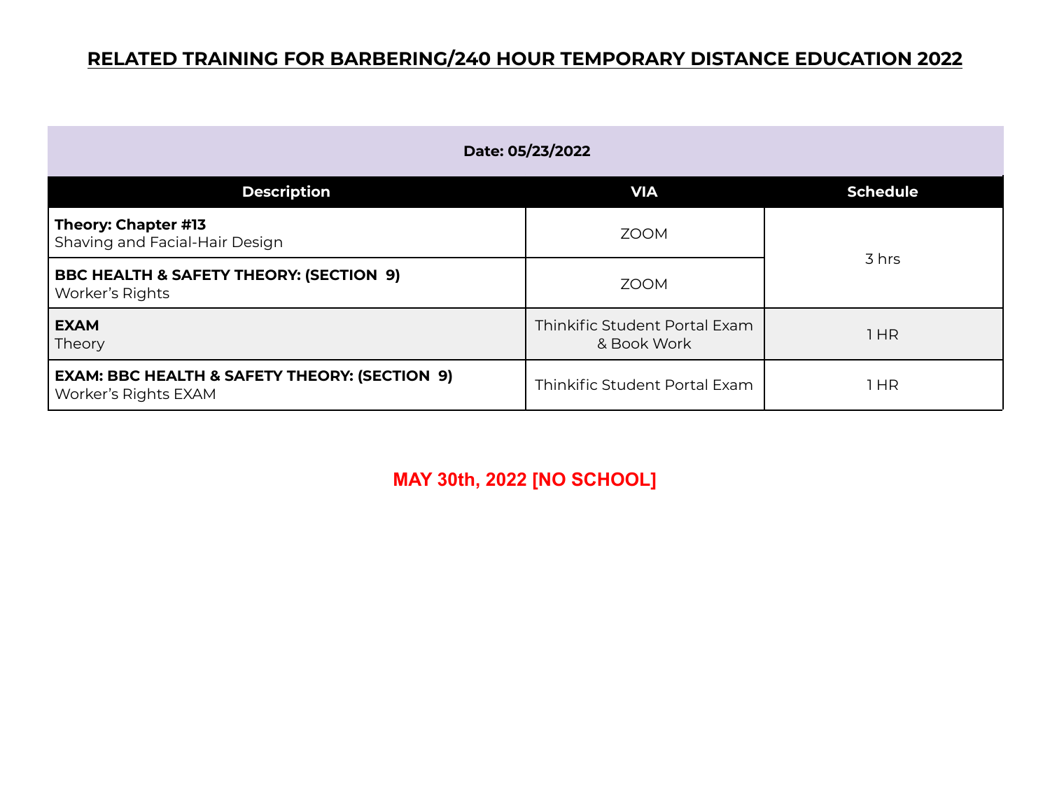# RELATED TRAINING FOR BARBERING/240 HOUR TEMPORARY DISTANCE EDUCATION 2022

| Date: 05/23/2022 | | |
|---|---|---|
| **Description** | **VIA** | **Schedule** |
| **Theory: Chapter #13**<br>Shaving and Facial-Hair Design | ZOOM | 3 hrs |
| **BBC HEALTH & SAFETY THEORY: (SECTION 9)**<br>Worker's Rights | ZOOM | |
| **EXAM**<br>Theory | Thinkific Student Portal Exam & Book Work | 1 HR |
| **EXAM: BBC HEALTH & SAFETY THEORY: (SECTION 9)**<br>Worker's Rights EXAM | Thinkific Student Portal Exam | 1 HR |

**MAY 30th, 2022 [NO SCHOOL]**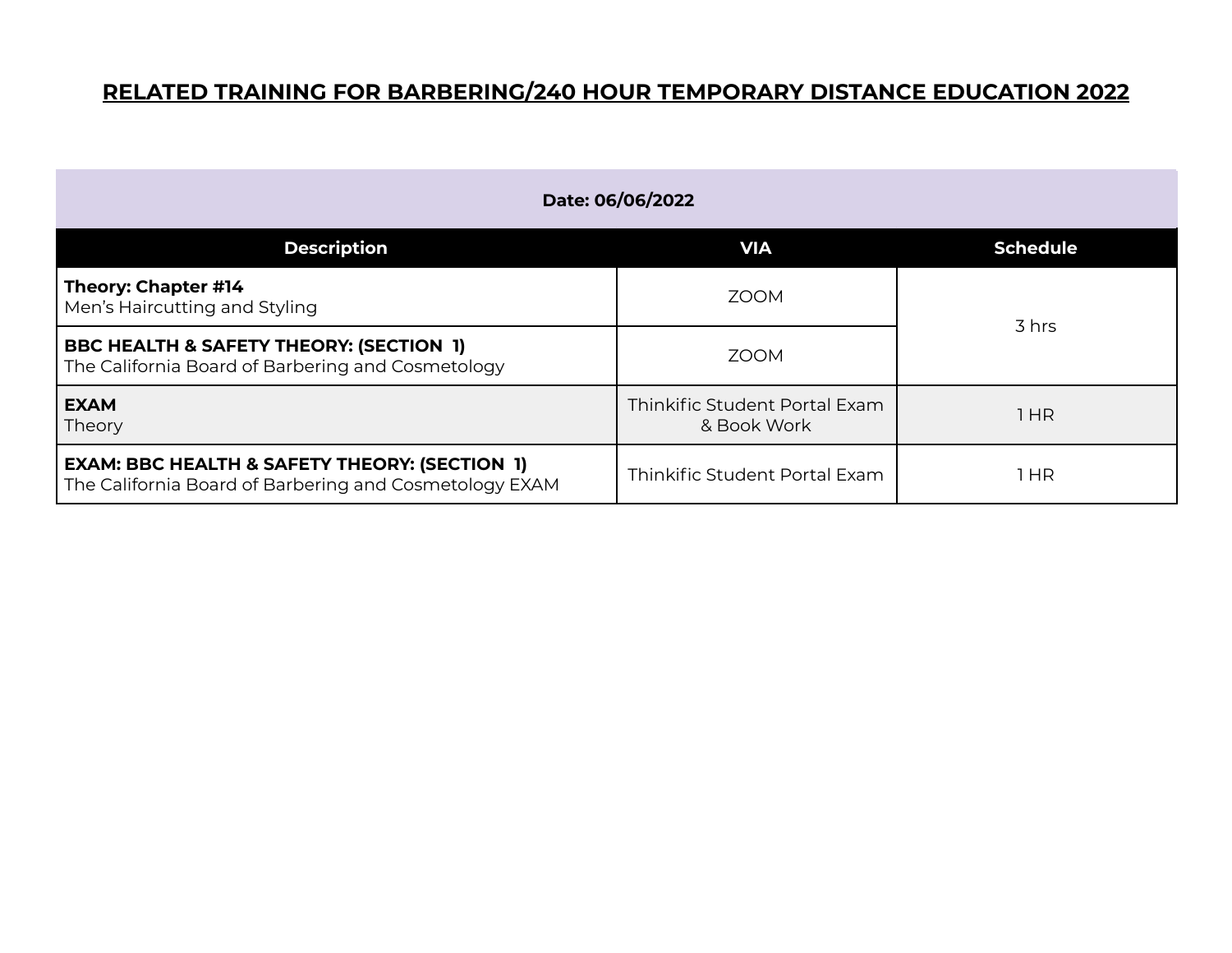# RELATED TRAINING FOR BARBERING/240 HOUR TEMPORARY DISTANCE EDUCATION 2022

| Date: 06/06/2022 | | |
|---|---|---|
| **Description** | **VIA** | **Schedule** |
| **Theory: Chapter #14** Men's Haircutting and Styling | ZOOM | 3 hrs |
| **BBC HEALTH & SAFETY THEORY: (SECTION 1)** The California Board of Barbering and Cosmetology | ZOOM | |
| **EXAM** Theory | Thinkific Student Portal Exam & Book Work | 1 HR |
| **EXAM: BBC HEALTH & SAFETY THEORY: (SECTION 1)** The California Board of Barbering and Cosmetology EXAM | Thinkific Student Portal Exam | 1 HR |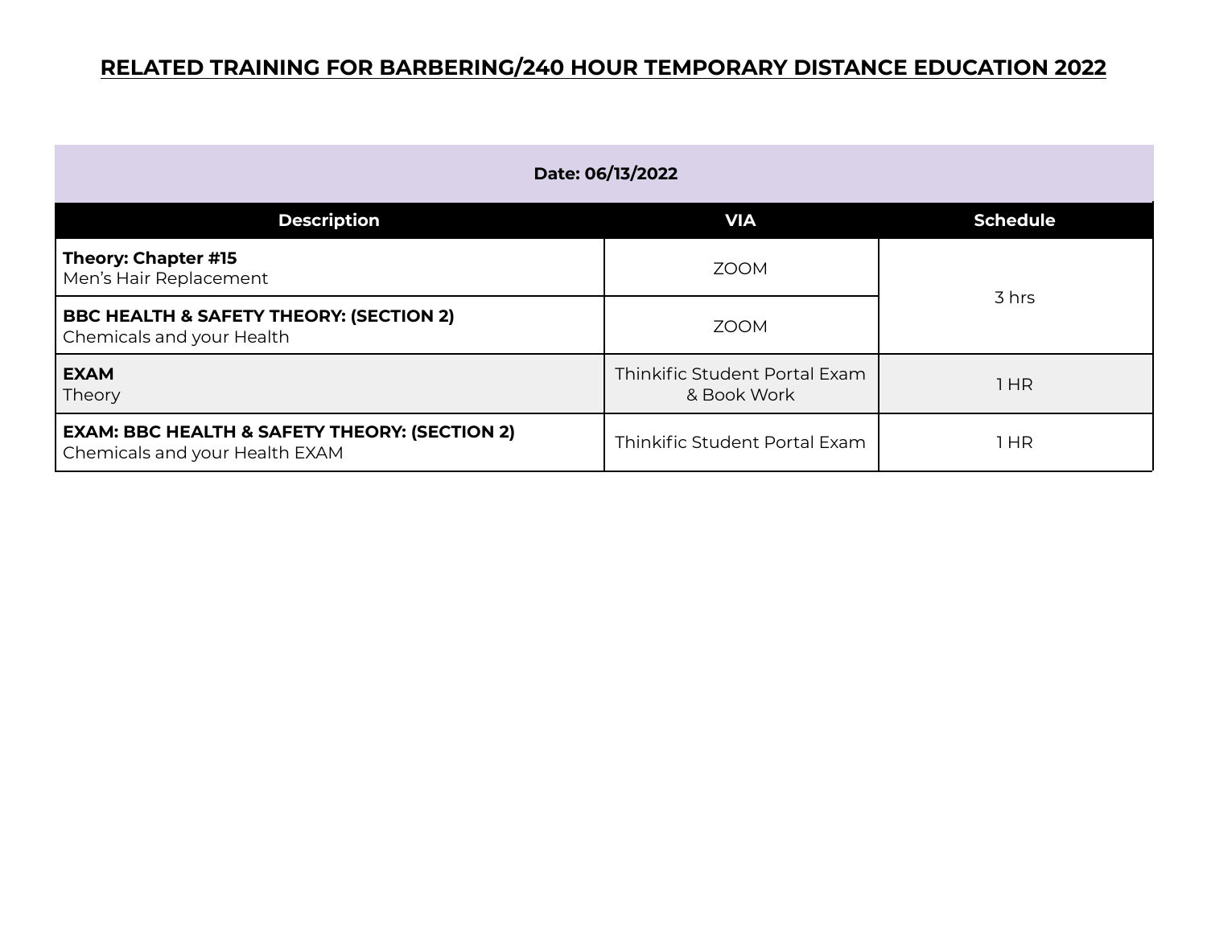# RELATED TRAINING FOR BARBERING/240 HOUR TEMPORARY DISTANCE EDUCATION 2022

| Date: 06/13/2022 | | |
|---|---|---|
| **Description** | **VIA** | **Schedule** |
| **Theory: Chapter #15**<br>Men's Hair Replacement | ZOOM | 3 hrs |
| **BBC HEALTH & SAFETY THEORY: (SECTION 2)**<br>Chemicals and your Health | ZOOM | |
| **EXAM**<br>Theory | Thinkific Student Portal Exam & Book Work | 1 HR |
| **EXAM: BBC HEALTH & SAFETY THEORY: (SECTION 2)**<br>Chemicals and your Health EXAM | Thinkific Student Portal Exam | 1 HR |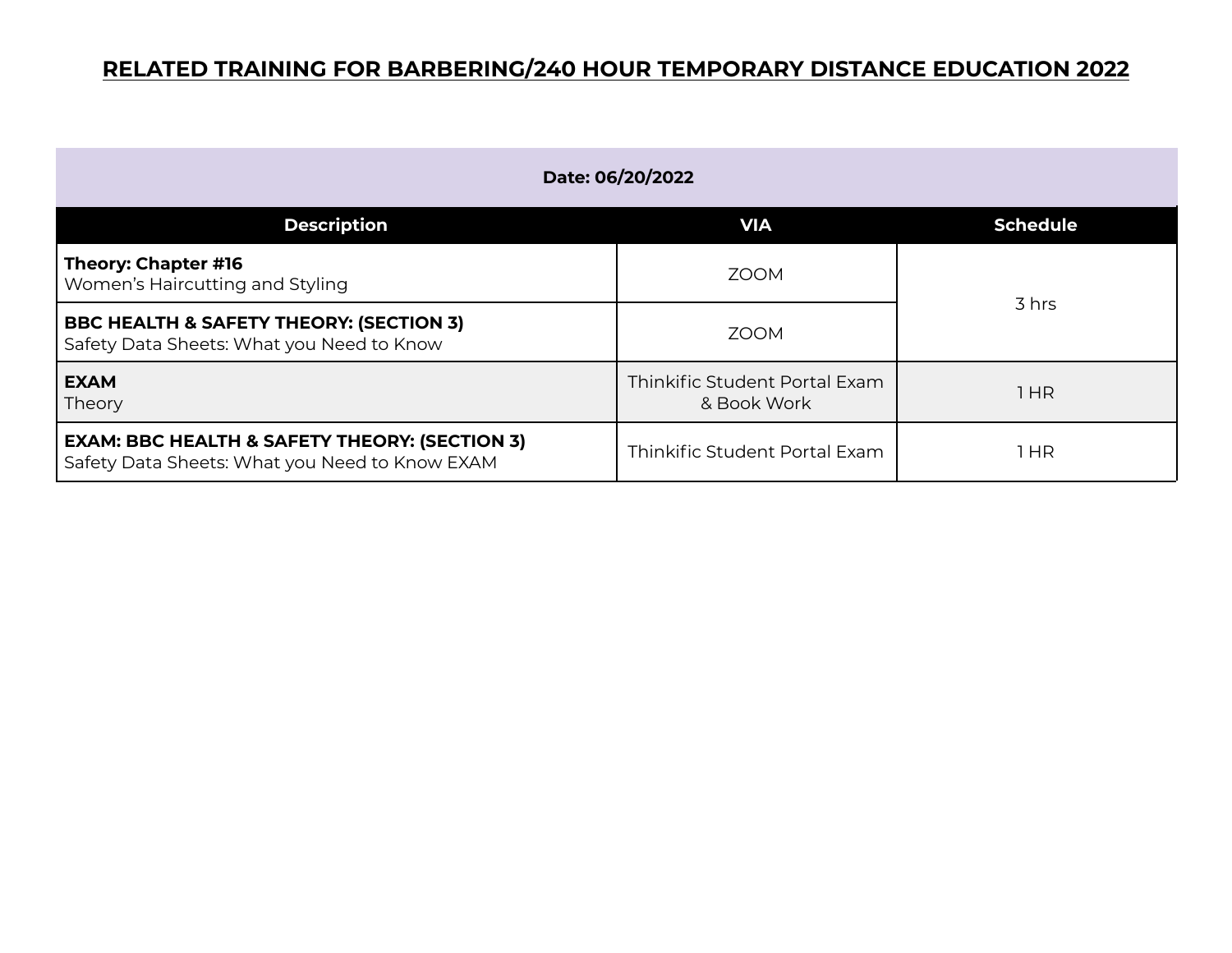# RELATED TRAINING FOR BARBERING/240 HOUR TEMPORARY DISTANCE EDUCATION 2022

| Date: 06/20/2022 | | |
|---|---|---|
| **Description** | **VIA** | **Schedule** |
| **Theory: Chapter #16** Women's Haircutting and Styling | ZOOM | 3 hrs |
| **BBC HEALTH & SAFETY THEORY: (SECTION 3)** Safety Data Sheets: What you Need to Know | ZOOM | |
| **EXAM** Theory | Thinkific Student Portal Exam & Book Work | 1 HR |
| **EXAM: BBC HEALTH & SAFETY THEORY: (SECTION 3)** Safety Data Sheets: What you Need to Know EXAM | Thinkific Student Portal Exam | 1 HR |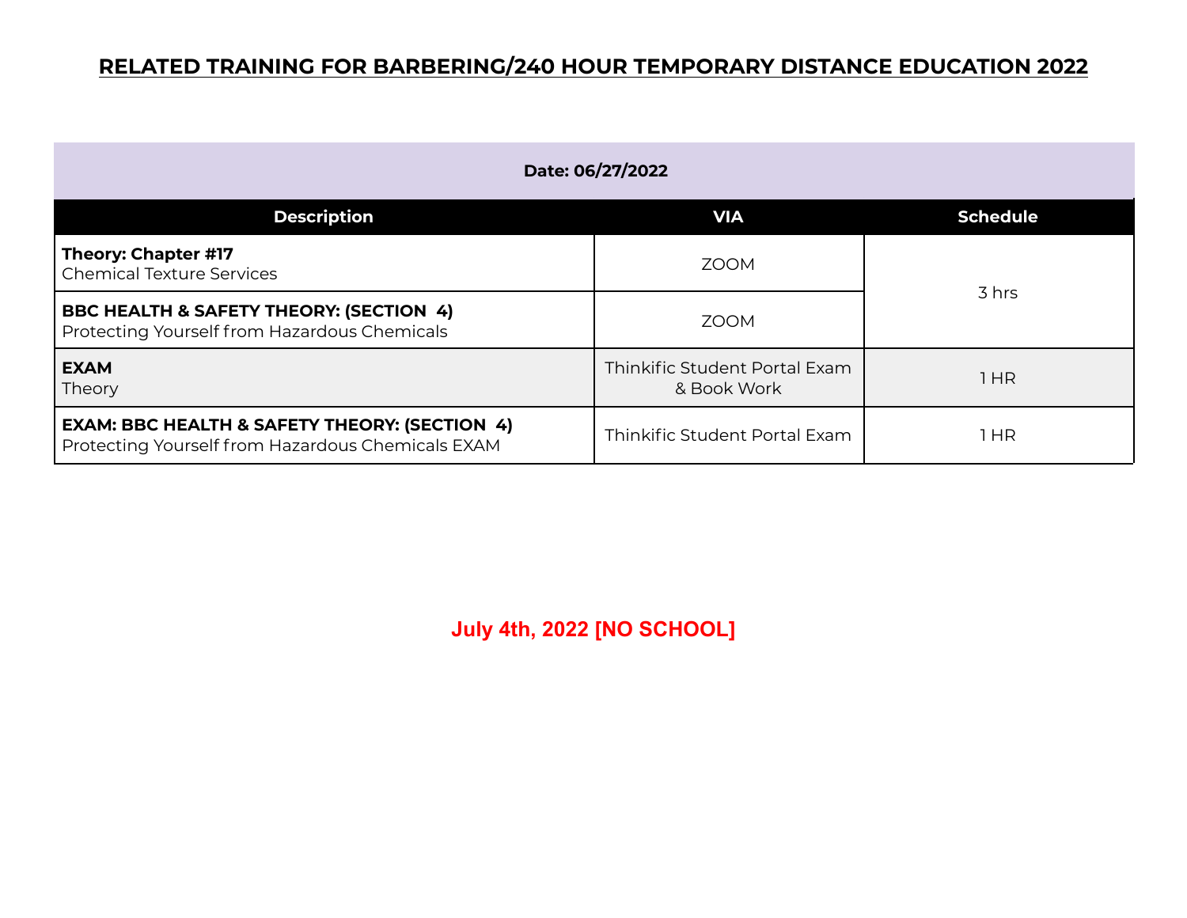# RELATED TRAINING FOR BARBERING/240 HOUR TEMPORARY DISTANCE EDUCATION 2022

| Date: 06/27/2022 | | |
|---|---|---|
| **Description** | **VIA** | **Schedule** |
| **Theory: Chapter #17**<br>Chemical Texture Services | ZOOM | 3 hrs |
| **BBC HEALTH & SAFETY THEORY: (SECTION 4)**<br>Protecting Yourself from Hazardous Chemicals | ZOOM | |
| **EXAM**<br>Theory | Thinkific Student Portal Exam & Book Work | 1 HR |
| **EXAM: BBC HEALTH & SAFETY THEORY: (SECTION 4)**<br>Protecting Yourself from Hazardous Chemicals EXAM | Thinkific Student Portal Exam | 1 HR |

**July 4th, 2022 [NO SCHOOL]**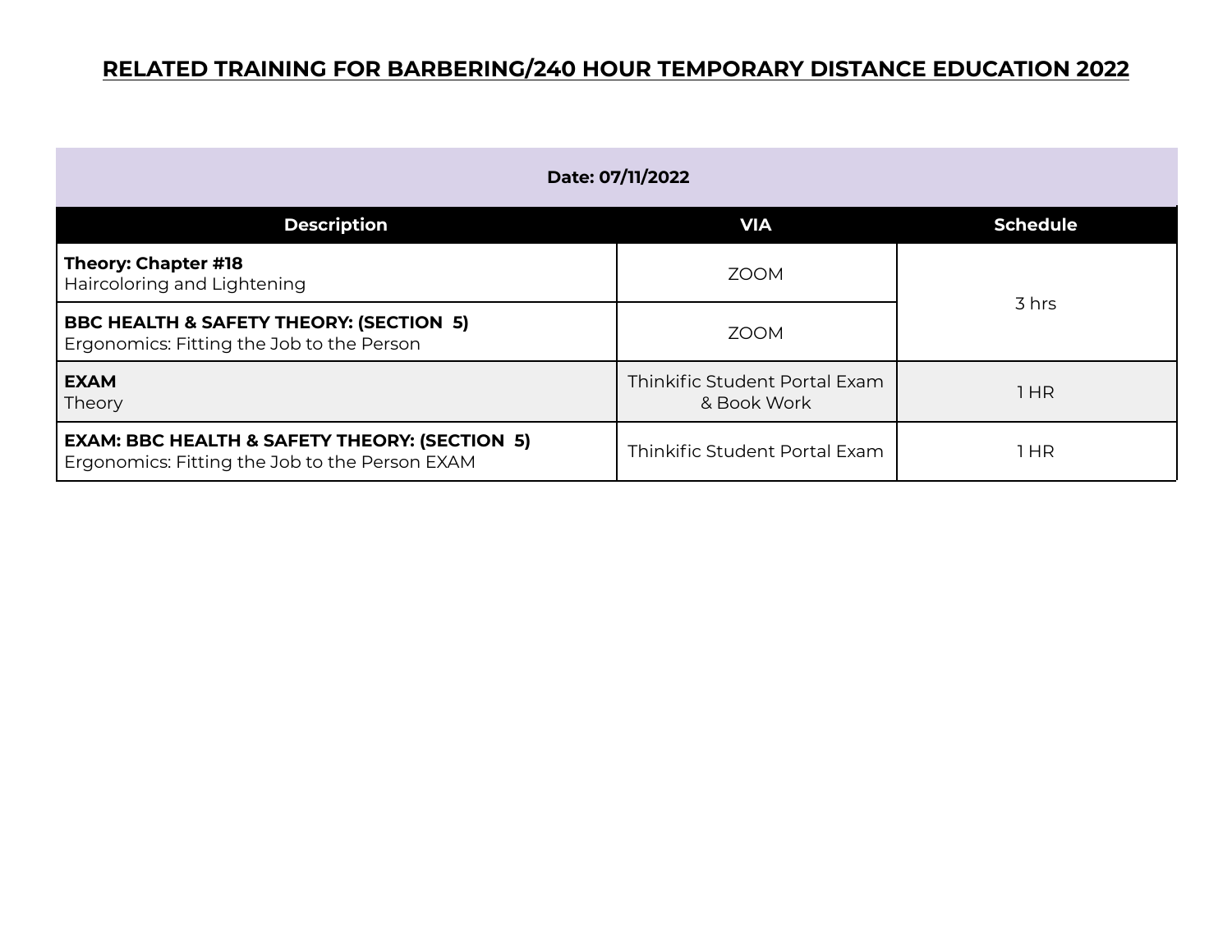# RELATED TRAINING FOR BARBERING/240 HOUR TEMPORARY DISTANCE EDUCATION 2022

| Date: 07/11/2022 | | |
|---|---|---|
| **Description** | **VIA** | **Schedule** |
| **Theory: Chapter #18**<br>Haircoloring and Lightening | ZOOM | 3 hrs |
| **BBC HEALTH & SAFETY THEORY: (SECTION 5)**<br>Ergonomics: Fitting the Job to the Person | ZOOM | |
| **EXAM**<br>Theory | Thinkific Student Portal Exam & Book Work | 1 HR |
| **EXAM: BBC HEALTH & SAFETY THEORY: (SECTION 5)**<br>Ergonomics: Fitting the Job to the Person EXAM | Thinkific Student Portal Exam | 1 HR |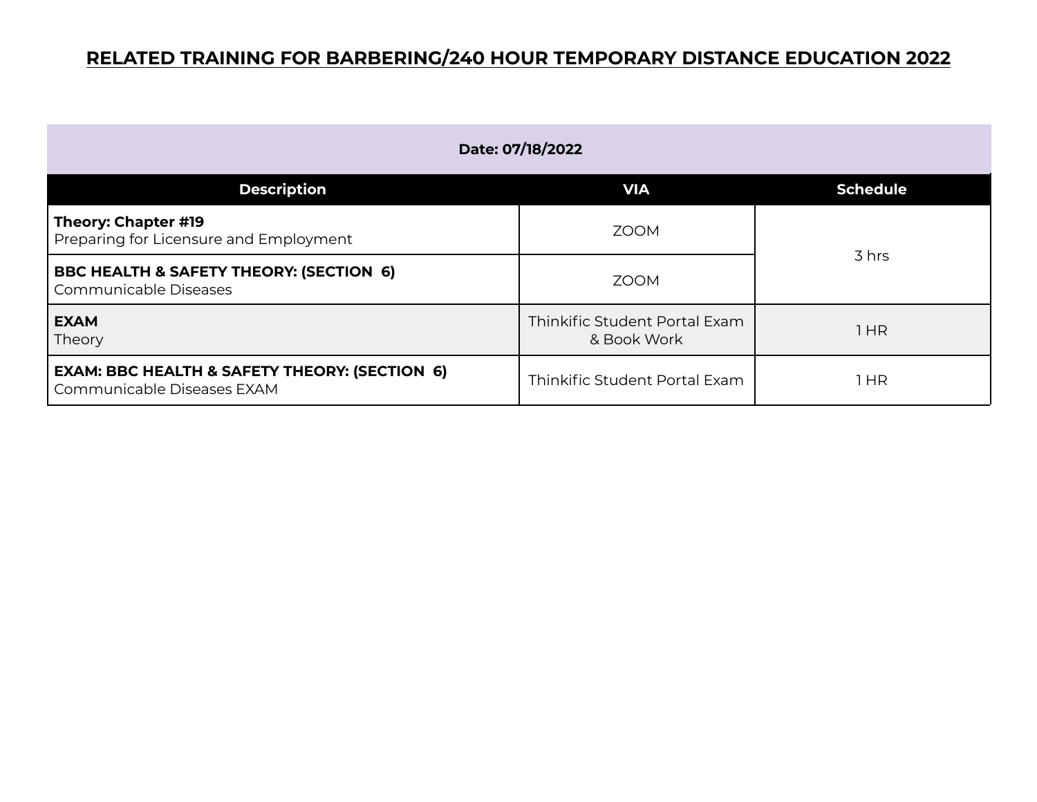# RELATED TRAINING FOR BARBERING/240 HOUR TEMPORARY DISTANCE EDUCATION 2022

| Date: 07/18/2022 | | |
|---|---|---|
| **Description** | **VIA** | **Schedule** |
| **Theory: Chapter #19**<br>Preparing for Licensure and Employment | ZOOM | 3 hrs |
| **BBC HEALTH & SAFETY THEORY: (SECTION 6)**<br>Communicable Diseases | ZOOM | |
| **EXAM**<br>Theory | Thinkific Student Portal Exam & Book Work | 1 HR |
| **EXAM: BBC HEALTH & SAFETY THEORY: (SECTION 6)**<br>Communicable Diseases EXAM | Thinkific Student Portal Exam | 1 HR |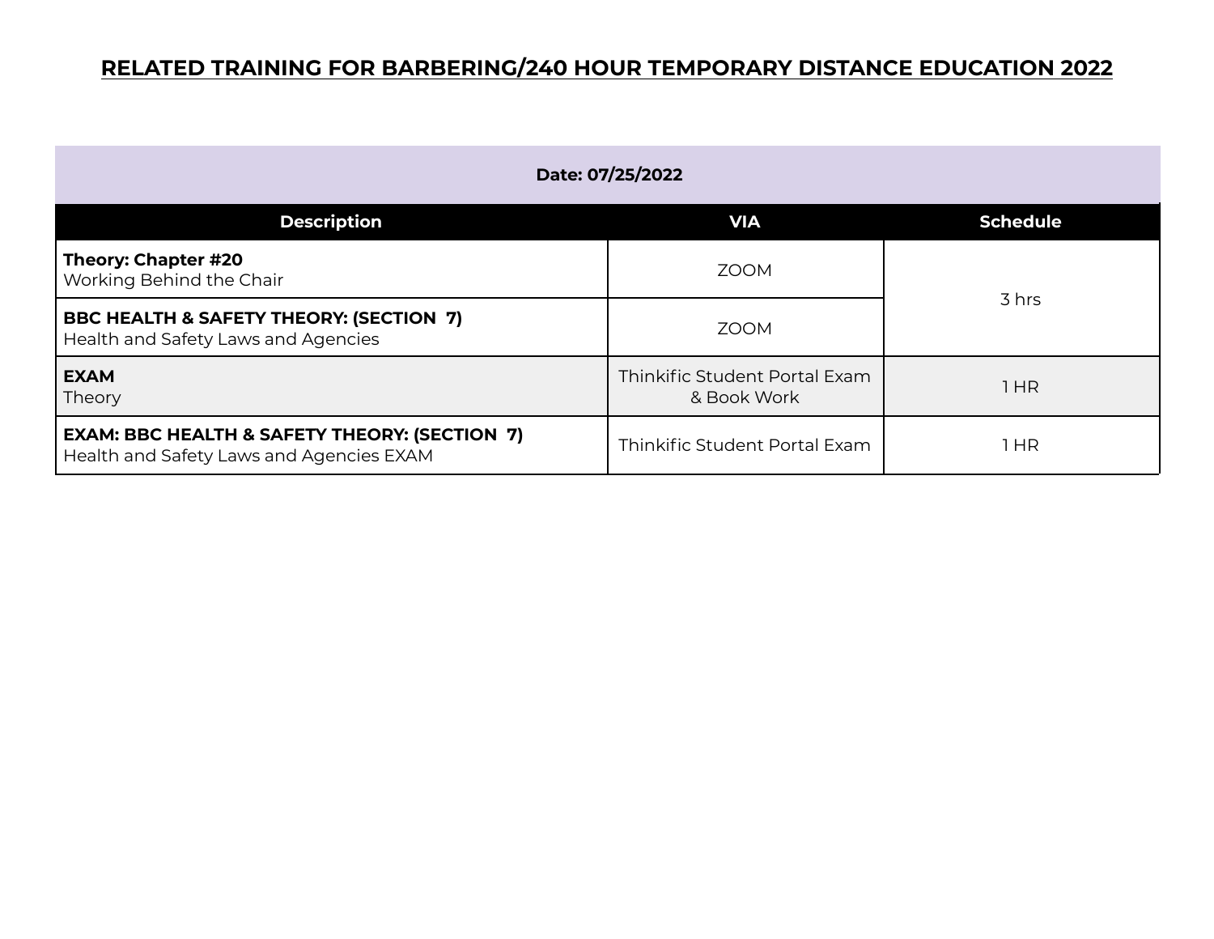# RELATED TRAINING FOR BARBERING/240 HOUR TEMPORARY DISTANCE EDUCATION 2022

| Date: 07/25/2022 | | |
|---|---|---|
| **Description** | **VIA** | **Schedule** |
| **Theory: Chapter #20** Working Behind the Chair | ZOOM | 3 hrs |
| **BBC HEALTH & SAFETY THEORY: (SECTION 7)** Health and Safety Laws and Agencies | ZOOM | |
| **EXAM** Theory | Thinkific Student Portal Exam & Book Work | 1 HR |
| **EXAM: BBC HEALTH & SAFETY THEORY: (SECTION 7)** Health and Safety Laws and Agencies EXAM | Thinkific Student Portal Exam | 1 HR |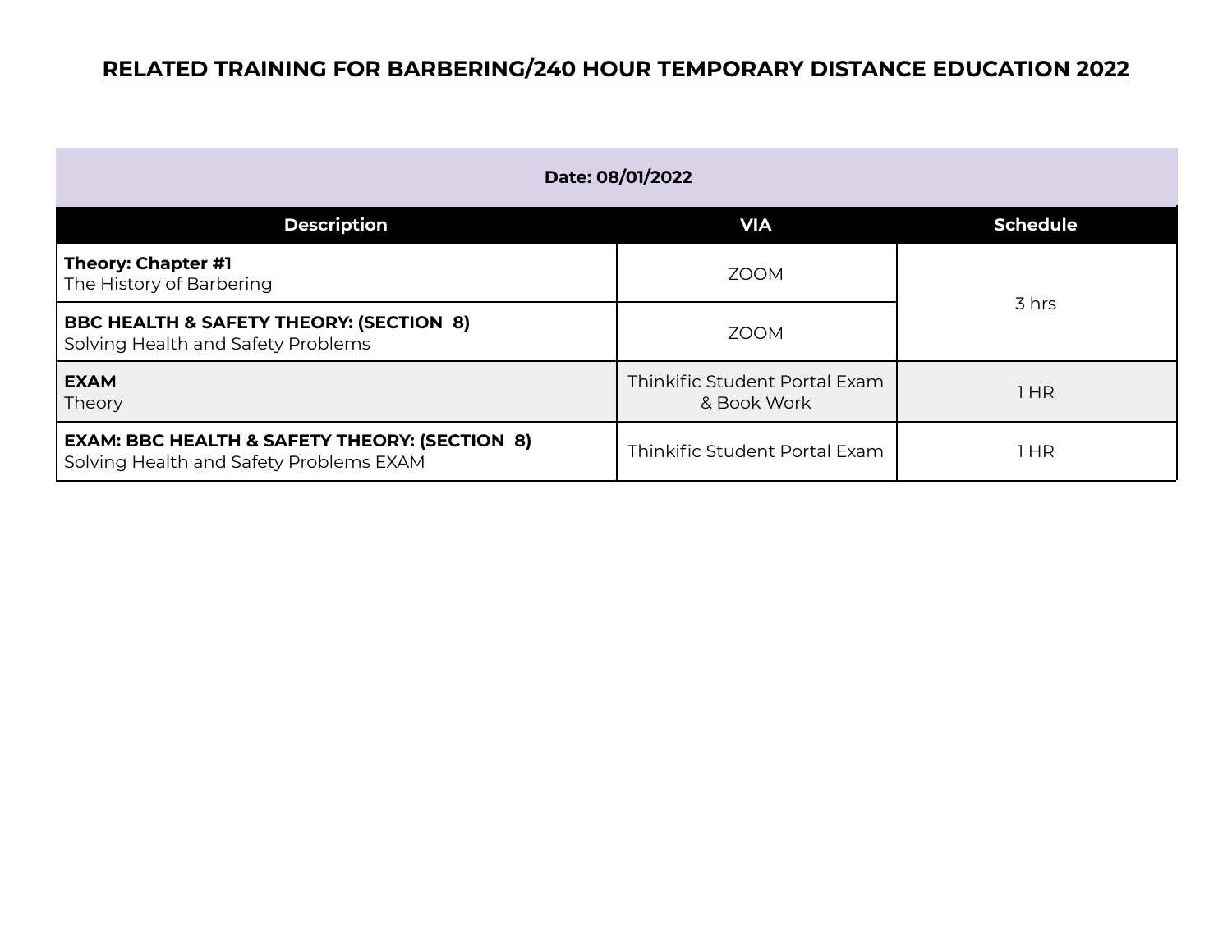# RELATED TRAINING FOR BARBERING/240 HOUR TEMPORARY DISTANCE EDUCATION 2022

**Date: 08/01/2022**

| Description | VIA | Schedule |
|---|---|---|
| **Theory: Chapter #1**<br>The History of Barbering | ZOOM | 3 hrs |
| **BBC HEALTH & SAFETY THEORY: (SECTION 8)**<br>Solving Health and Safety Problems | ZOOM | |
| **EXAM**<br>Theory | Thinkific Student Portal Exam & Book Work | 1 HR |
| **EXAM: BBC HEALTH & SAFETY THEORY: (SECTION 8)**<br>Solving Health and Safety Problems EXAM | Thinkific Student Portal Exam | 1 HR |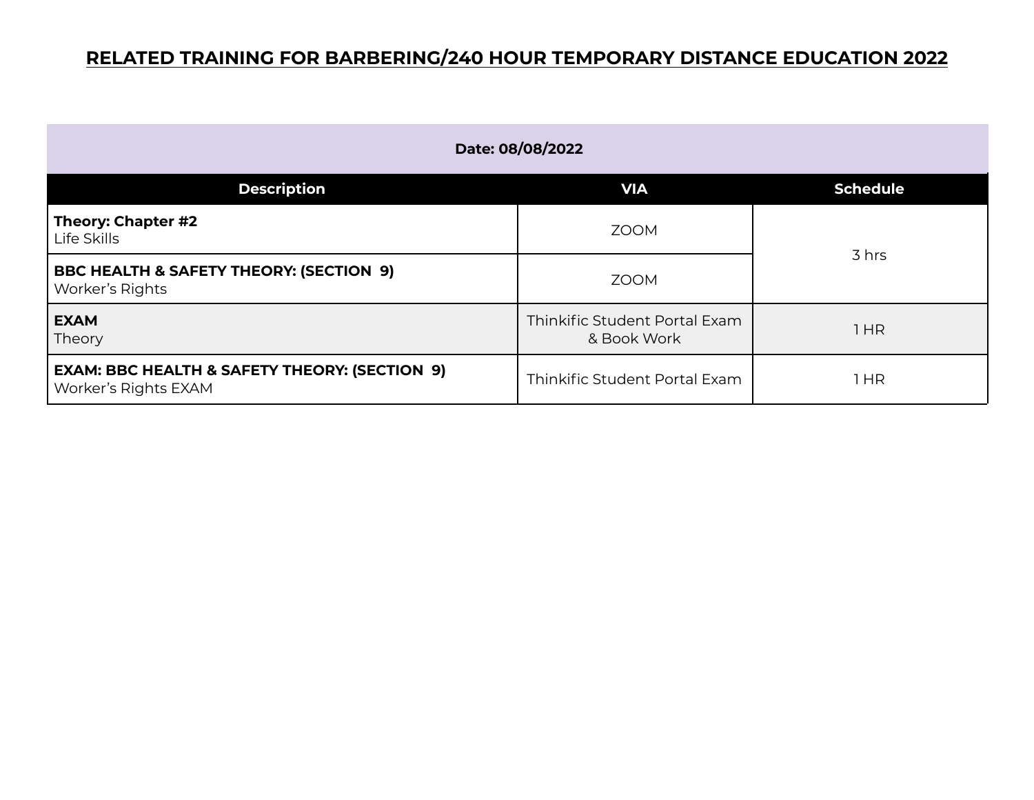# RELATED TRAINING FOR BARBERING/240 HOUR TEMPORARY DISTANCE EDUCATION 2022

| Date: 08/08/2022 | | |
|---|---|---|
| **Description** | **VIA** | **Schedule** |
| **Theory: Chapter #2**<br>Life Skills | ZOOM | 3 hrs |
| **BBC HEALTH & SAFETY THEORY: (SECTION 9)**<br>Worker's Rights | ZOOM | |
| **EXAM**<br>Theory | Thinkific Student Portal Exam & Book Work | 1 HR |
| **EXAM: BBC HEALTH & SAFETY THEORY: (SECTION 9)**<br>Worker's Rights EXAM | Thinkific Student Portal Exam | 1 HR |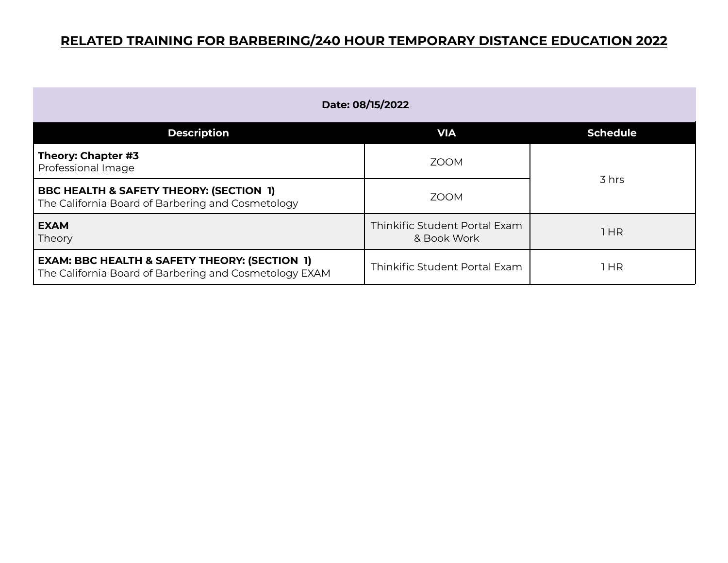# RELATED TRAINING FOR BARBERING/240 HOUR TEMPORARY DISTANCE EDUCATION 2022

| Date: 08/15/2022 | | |
|---|---|---|
| **Description** | **VIA** | **Schedule** |
| **Theory: Chapter #3**<br>Professional Image | ZOOM | 3 hrs |
| **BBC HEALTH & SAFETY THEORY: (SECTION 1)**<br>The California Board of Barbering and Cosmetology | ZOOM | |
| **EXAM**<br>Theory | Thinkific Student Portal Exam & Book Work | 1 HR |
| **EXAM: BBC HEALTH & SAFETY THEORY: (SECTION 1)**<br>The California Board of Barbering and Cosmetology EXAM | Thinkific Student Portal Exam | 1 HR |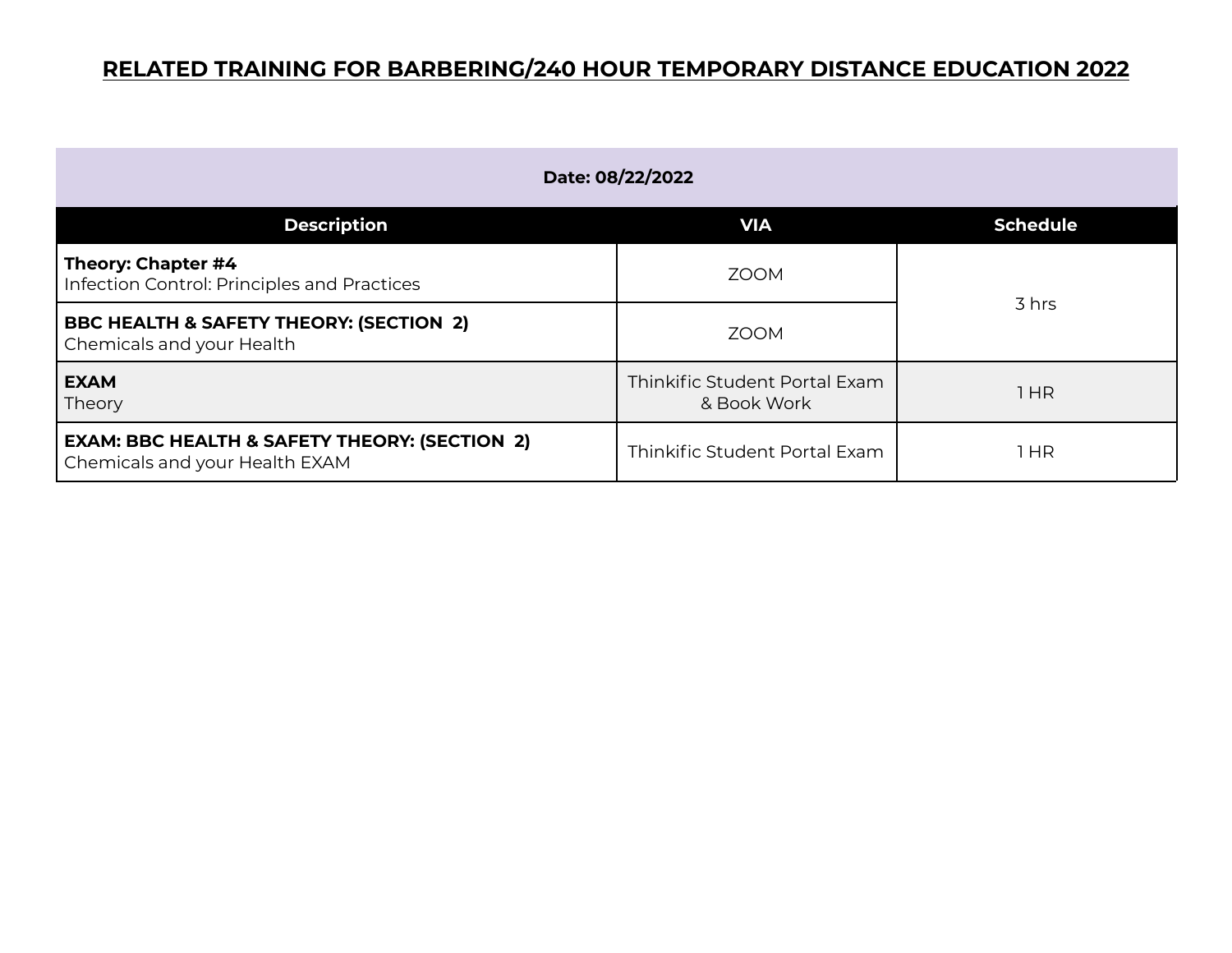# RELATED TRAINING FOR BARBERING/240 HOUR TEMPORARY DISTANCE EDUCATION 2022

| Date: 08/22/2022 | | |
|---|---|---|
| **Description** | **VIA** | **Schedule** |
| **Theory: Chapter #4**<br>Infection Control: Principles and Practices | ZOOM | 3 hrs |
| **BBC HEALTH & SAFETY THEORY: (SECTION 2)**<br>Chemicals and your Health | ZOOM | |
| **EXAM**<br>Theory | Thinkific Student Portal Exam & Book Work | 1 HR |
| **EXAM: BBC HEALTH & SAFETY THEORY: (SECTION 2)**<br>Chemicals and your Health EXAM | Thinkific Student Portal Exam | 1 HR |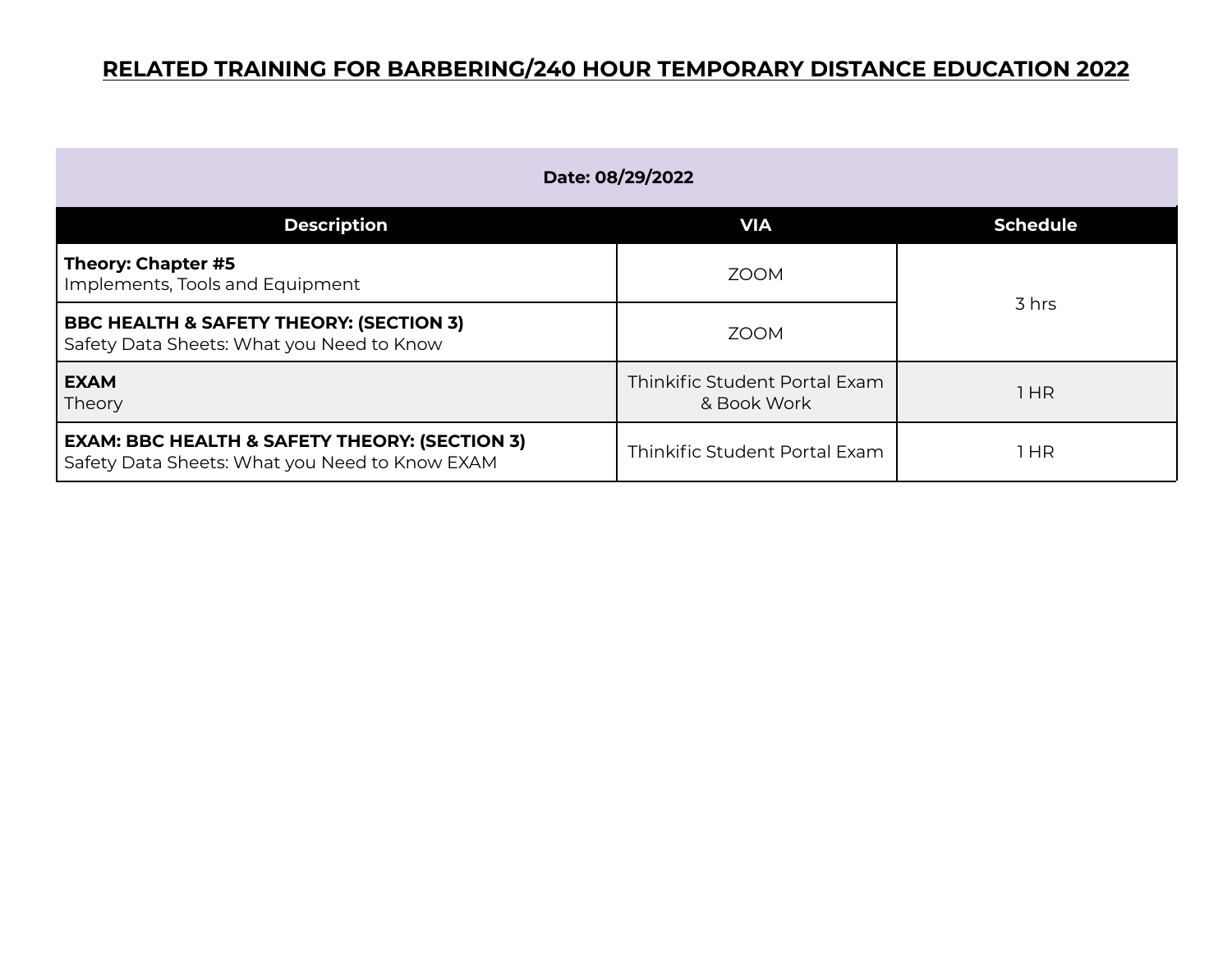# RELATED TRAINING FOR BARBERING/240 HOUR TEMPORARY DISTANCE EDUCATION 2022

**Date: 08/29/2022**

| Description | VIA | Schedule |
|---|---|---|
| **Theory: Chapter #5**<br>Implements, Tools and Equipment | ZOOM | 3 hrs |
| **BBC HEALTH & SAFETY THEORY: (SECTION 3)**<br>Safety Data Sheets: What you Need to Know | ZOOM | |
| **EXAM**<br>Theory | Thinkific Student Portal Exam & Book Work | 1 HR |
| **EXAM: BBC HEALTH & SAFETY THEORY: (SECTION 3)**<br>Safety Data Sheets: What you Need to Know EXAM | Thinkific Student Portal Exam | 1 HR |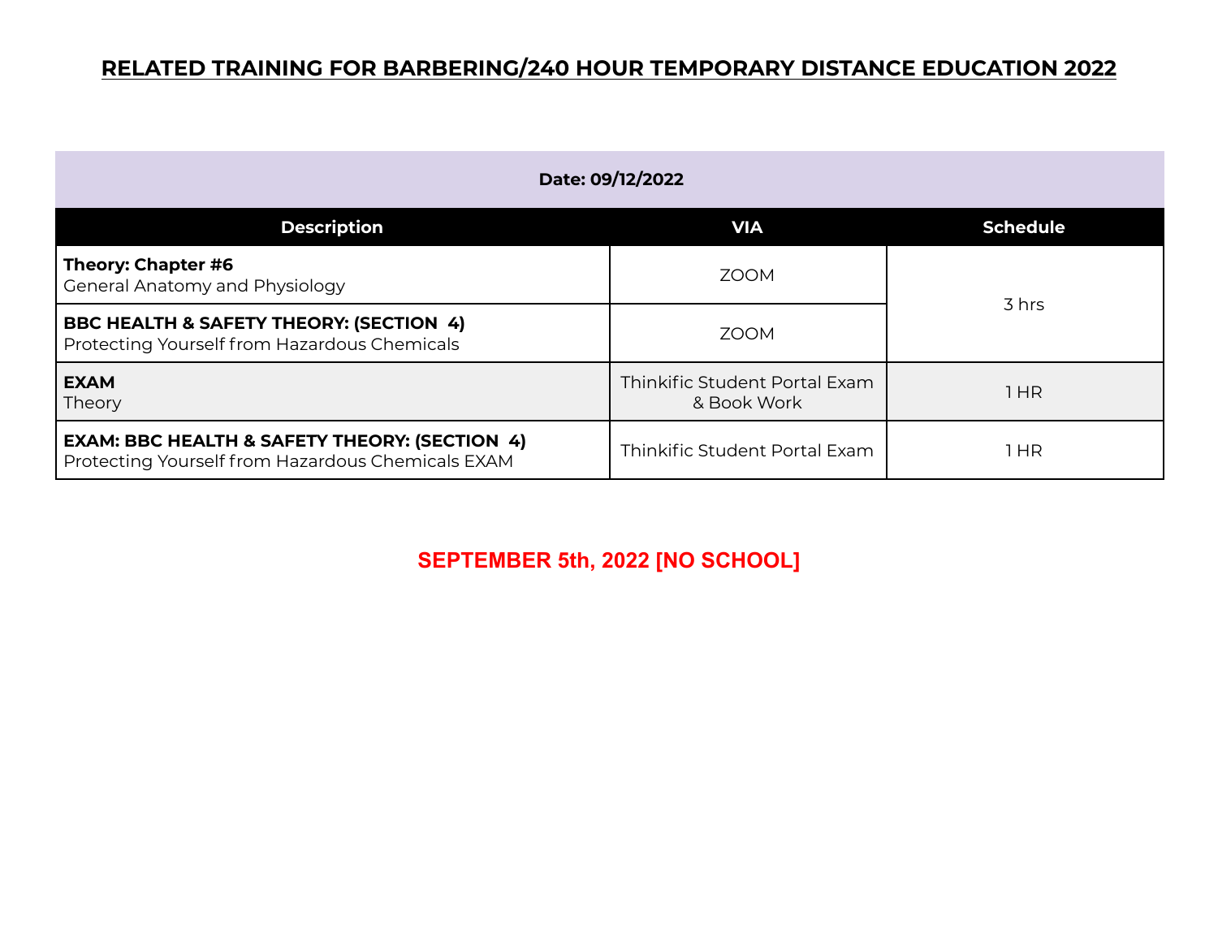# RELATED TRAINING FOR BARBERING/240 HOUR TEMPORARY DISTANCE EDUCATION 2022

| Date: 09/12/2022 | | |
|---|---|---|
| **Description** | **VIA** | **Schedule** |
| **Theory: Chapter #6**<br>General Anatomy and Physiology | ZOOM | 3 hrs |
| **BBC HEALTH & SAFETY THEORY: (SECTION 4)**<br>Protecting Yourself from Hazardous Chemicals | ZOOM | |
| **EXAM**<br>Theory | Thinkific Student Portal Exam & Book Work | 1 HR |
| **EXAM: BBC HEALTH & SAFETY THEORY: (SECTION 4)**<br>Protecting Yourself from Hazardous Chemicals EXAM | Thinkific Student Portal Exam | 1 HR |

**SEPTEMBER 5th, 2022 [NO SCHOOL]**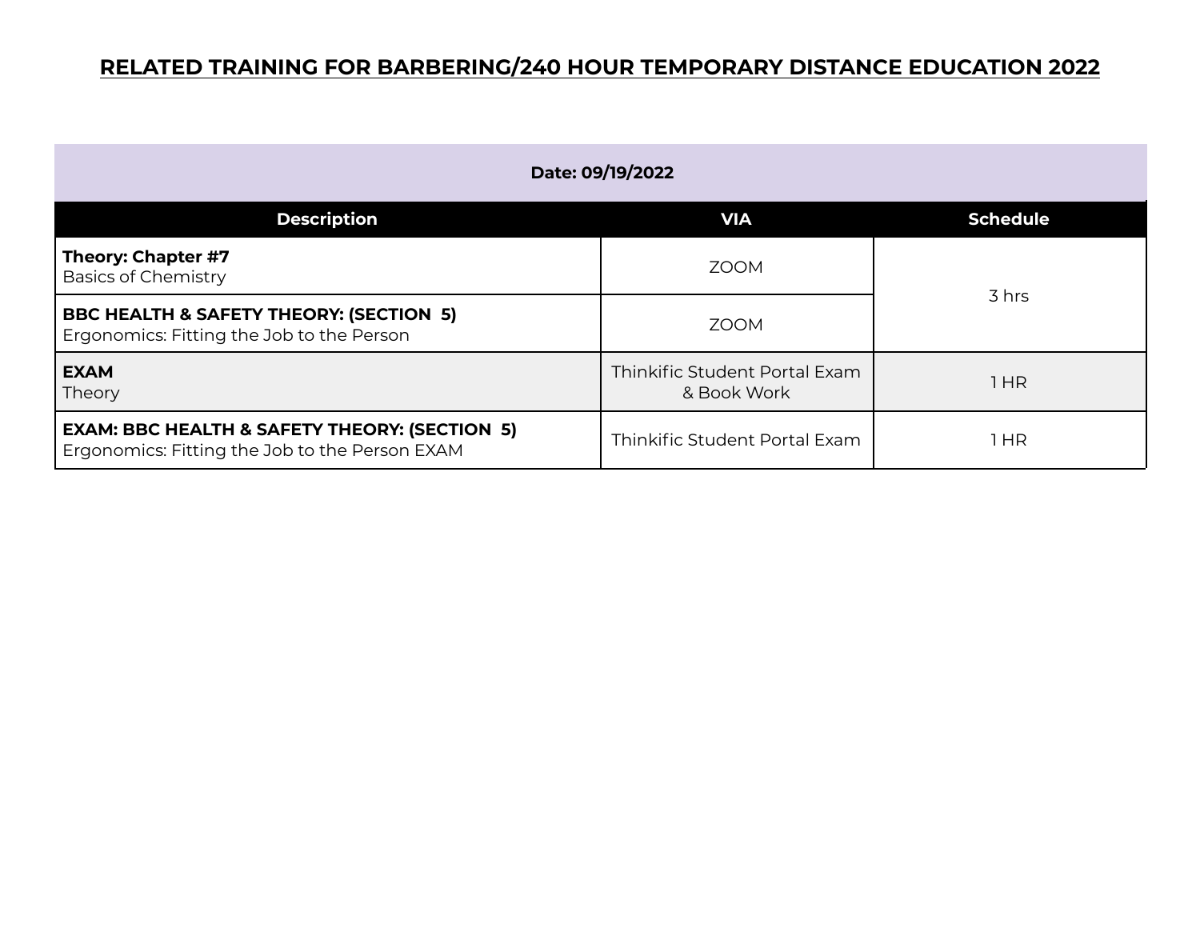# RELATED TRAINING FOR BARBERING/240 HOUR TEMPORARY DISTANCE EDUCATION 2022

| Date: 09/19/2022 | | |
|---|---|---|
| **Description** | **VIA** | **Schedule** |
| **Theory: Chapter #7** Basics of Chemistry | ZOOM | 3 hrs |
| **BBC HEALTH & SAFETY THEORY: (SECTION 5)** Ergonomics: Fitting the Job to the Person | ZOOM | |
| **EXAM** Theory | Thinkific Student Portal Exam & Book Work | 1 HR |
| **EXAM: BBC HEALTH & SAFETY THEORY: (SECTION 5)** Ergonomics: Fitting the Job to the Person EXAM | Thinkific Student Portal Exam | 1 HR |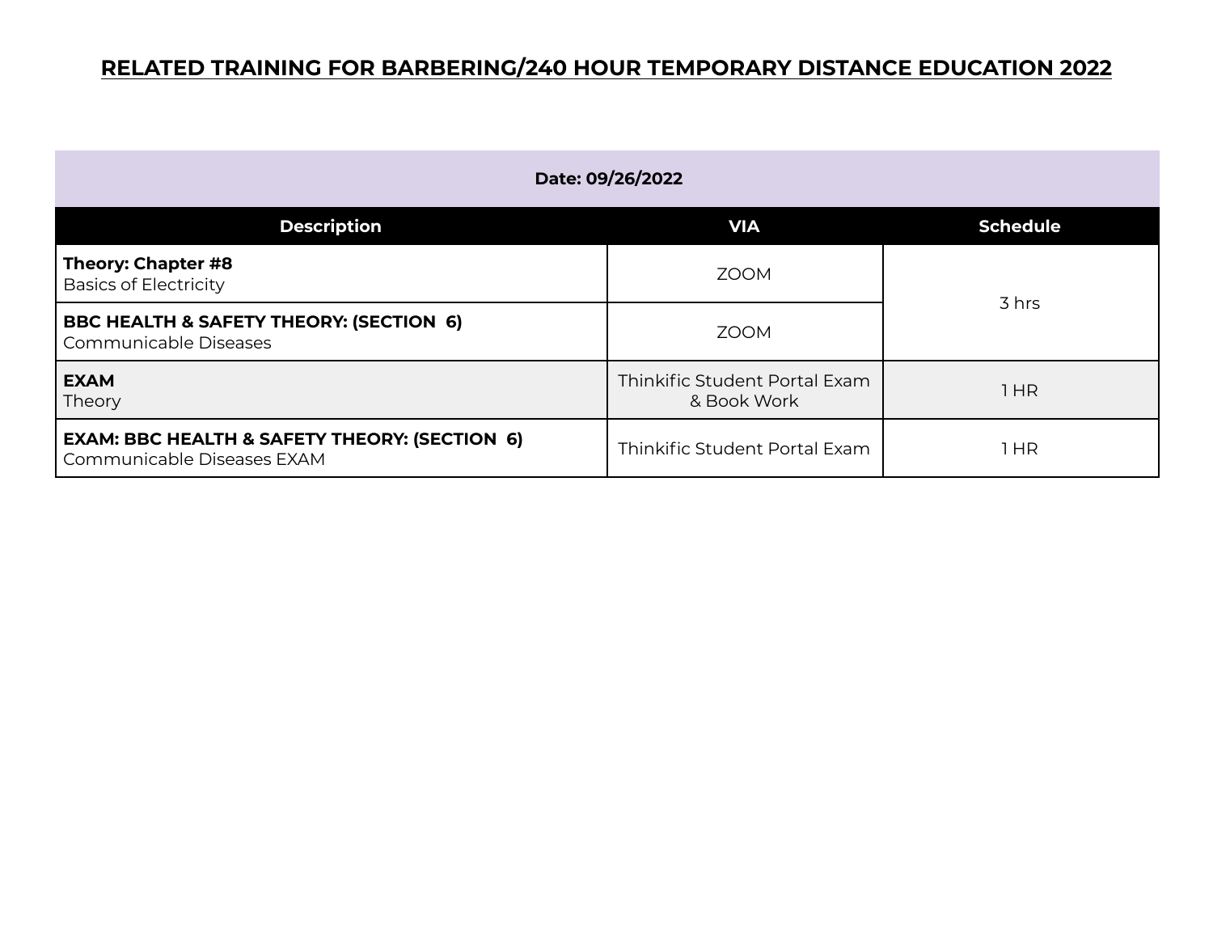# RELATED TRAINING FOR BARBERING/240 HOUR TEMPORARY DISTANCE EDUCATION 2022

| Date: 09/26/2022 | | |
|---|---|---|
| **Description** | **VIA** | **Schedule** |
| **Theory: Chapter #8** Basics of Electricity | ZOOM | 3 hrs |
| **BBC HEALTH & SAFETY THEORY: (SECTION 6)** Communicable Diseases | ZOOM | |
| **EXAM** Theory | Thinkific Student Portal Exam & Book Work | 1 HR |
| **EXAM: BBC HEALTH & SAFETY THEORY: (SECTION 6)** Communicable Diseases EXAM | Thinkific Student Portal Exam | 1 HR |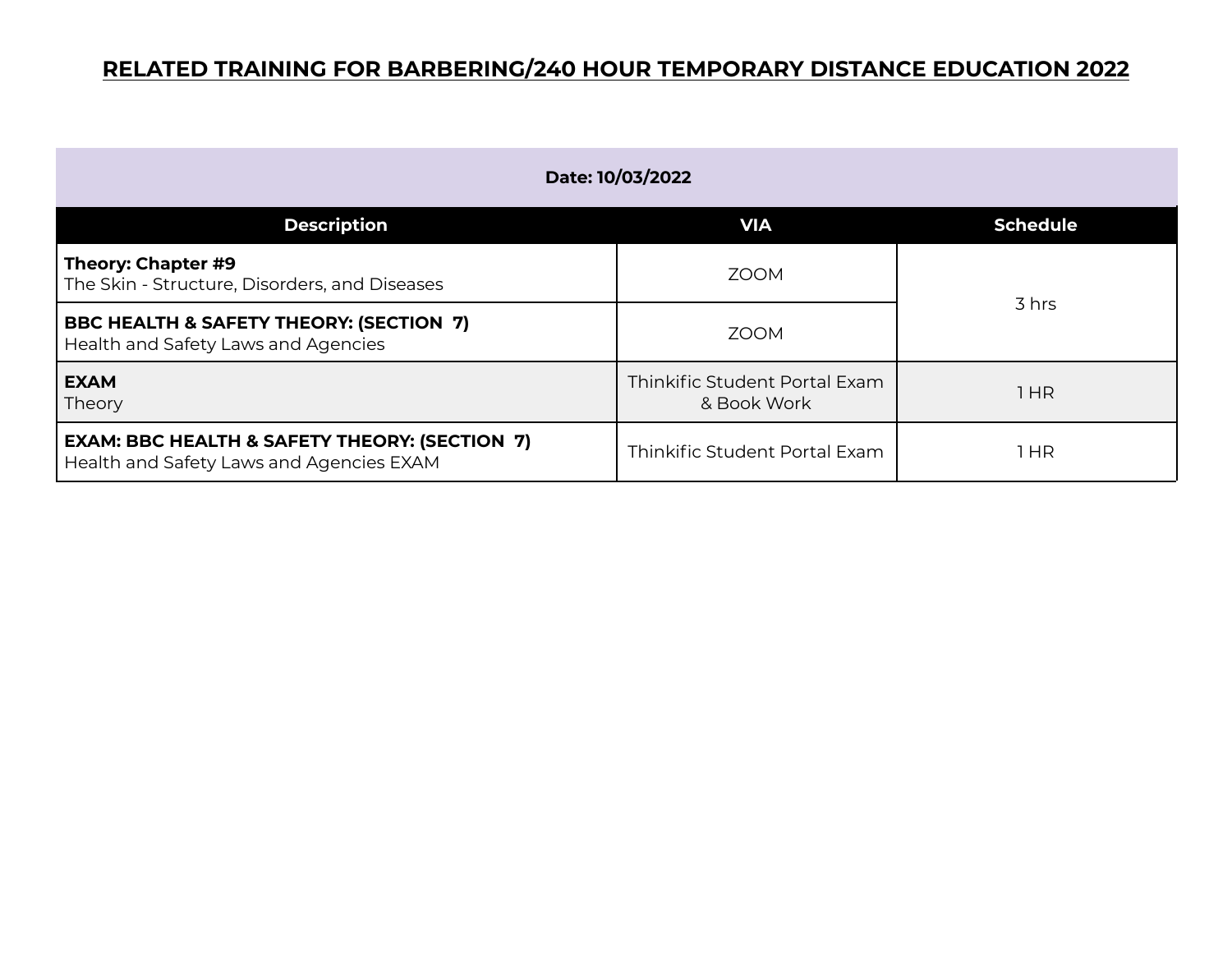# RELATED TRAINING FOR BARBERING/240 HOUR TEMPORARY DISTANCE EDUCATION 2022

| Date: 10/03/2022 | | |
|---|---|---|
| **Description** | **VIA** | **Schedule** |
| **Theory: Chapter #9**<br>The Skin - Structure, Disorders, and Diseases | ZOOM | 3 hrs |
| **BBC HEALTH & SAFETY THEORY: (SECTION 7)**<br>Health and Safety Laws and Agencies | ZOOM | |
| **EXAM**<br>Theory | Thinkific Student Portal Exam & Book Work | 1 HR |
| **EXAM: BBC HEALTH & SAFETY THEORY: (SECTION 7)**<br>Health and Safety Laws and Agencies EXAM | Thinkific Student Portal Exam | 1 HR |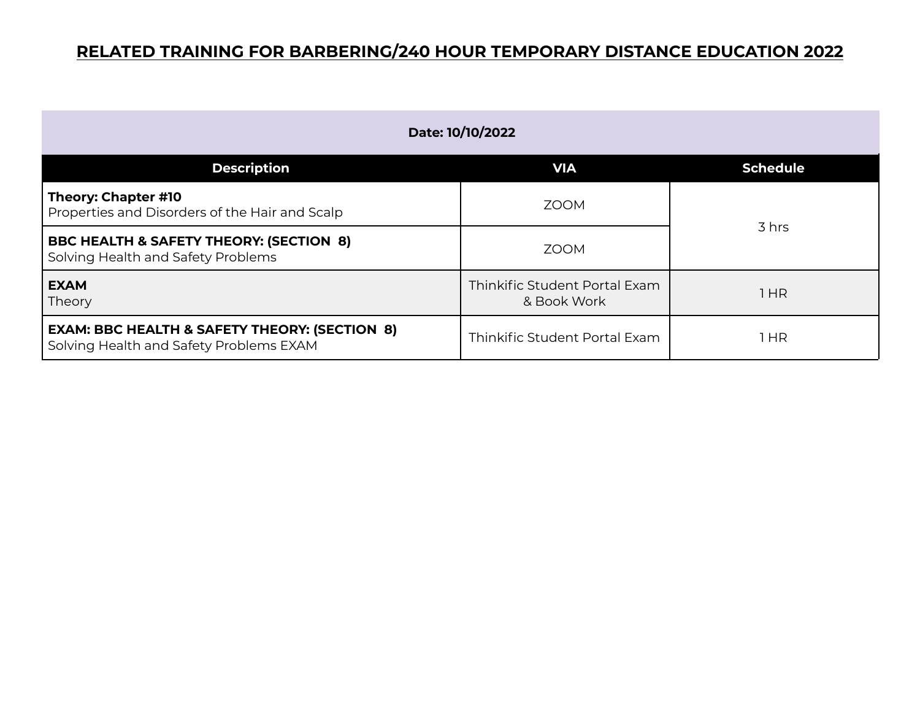# RELATED TRAINING FOR BARBERING/240 HOUR TEMPORARY DISTANCE EDUCATION 2022

| Date: 10/10/2022 | | |
|---|---|---|
| **Description** | **VIA** | **Schedule** |
| **Theory: Chapter #10**<br>Properties and Disorders of the Hair and Scalp | ZOOM | 3 hrs |
| **BBC HEALTH & SAFETY THEORY: (SECTION 8)**<br>Solving Health and Safety Problems | ZOOM | |
| **EXAM**<br>Theory | Thinkific Student Portal Exam & Book Work | 1 HR |
| **EXAM: BBC HEALTH & SAFETY THEORY: (SECTION 8)**<br>Solving Health and Safety Problems EXAM | Thinkific Student Portal Exam | 1 HR |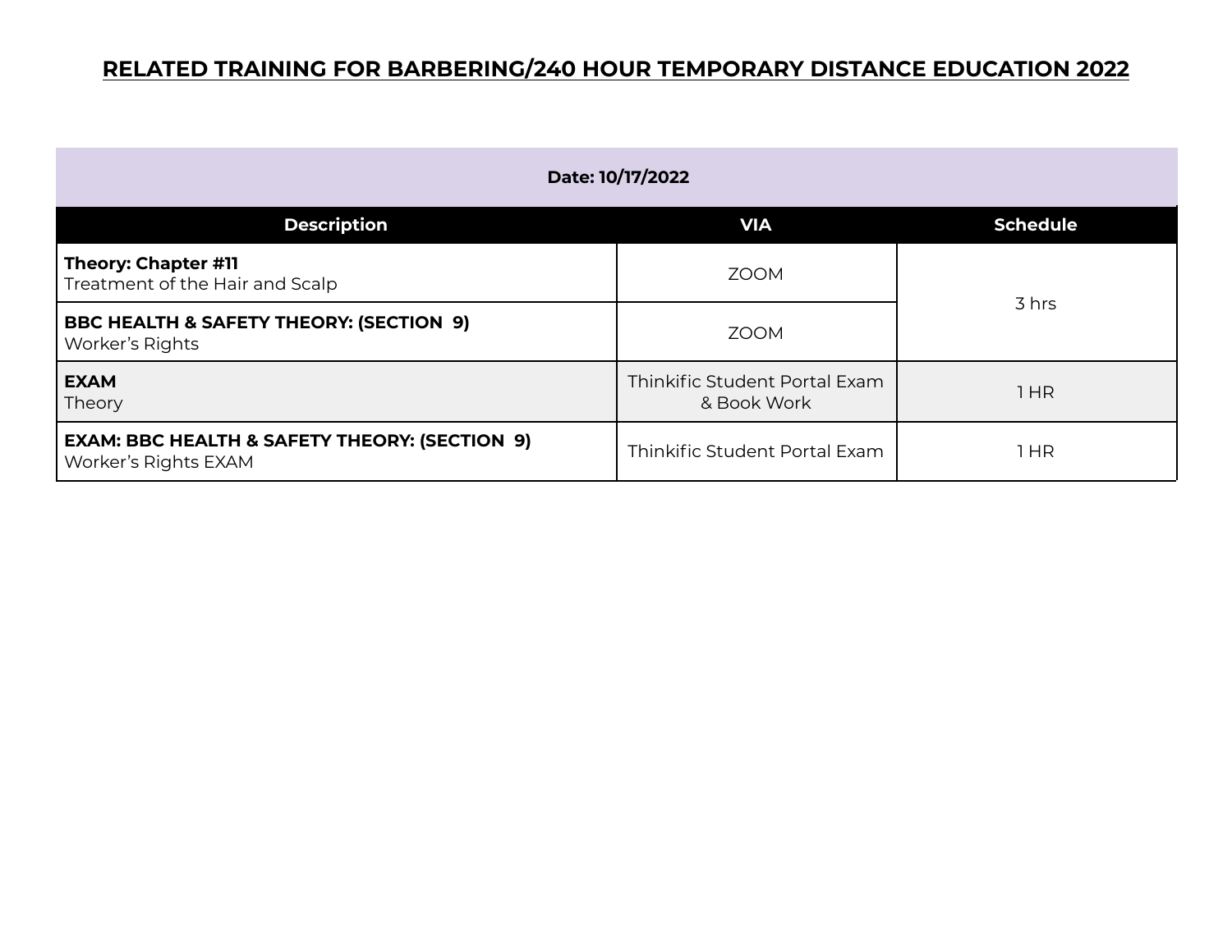# RELATED TRAINING FOR BARBERING/240 HOUR TEMPORARY DISTANCE EDUCATION 2022

**Date: 10/17/2022**

| Description | VIA | Schedule |
|---|---|---|
| **Theory: Chapter #11**<br>Treatment of the Hair and Scalp | ZOOM | 3 hrs |
| **BBC HEALTH & SAFETY THEORY: (SECTION 9)**<br>Worker's Rights | ZOOM | |
| **EXAM**<br>Theory | Thinkific Student Portal Exam & Book Work | 1 HR |
| **EXAM: BBC HEALTH & SAFETY THEORY: (SECTION 9)**<br>Worker's Rights EXAM | Thinkific Student Portal Exam | 1 HR |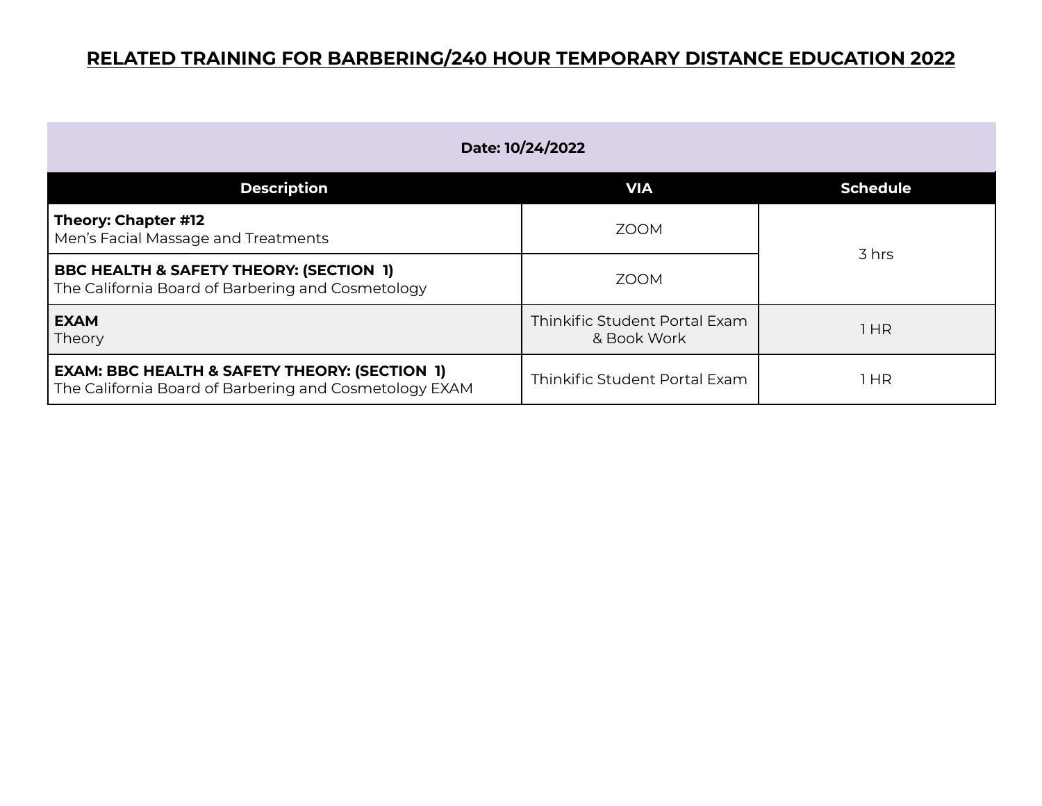# RELATED TRAINING FOR BARBERING/240 HOUR TEMPORARY DISTANCE EDUCATION 2022

| Date: 10/24/2022 | | |
|---|---|---|
| **Description** | **VIA** | **Schedule** |
| **Theory: Chapter #12**<br>Men's Facial Massage and Treatments | ZOOM | 3 hrs |
| **BBC HEALTH & SAFETY THEORY: (SECTION 1)**<br>The California Board of Barbering and Cosmetology | ZOOM | |
| **EXAM**<br>Theory | Thinkific Student Portal Exam & Book Work | 1 HR |
| **EXAM: BBC HEALTH & SAFETY THEORY: (SECTION 1)**<br>The California Board of Barbering and Cosmetology EXAM | Thinkific Student Portal Exam | 1 HR |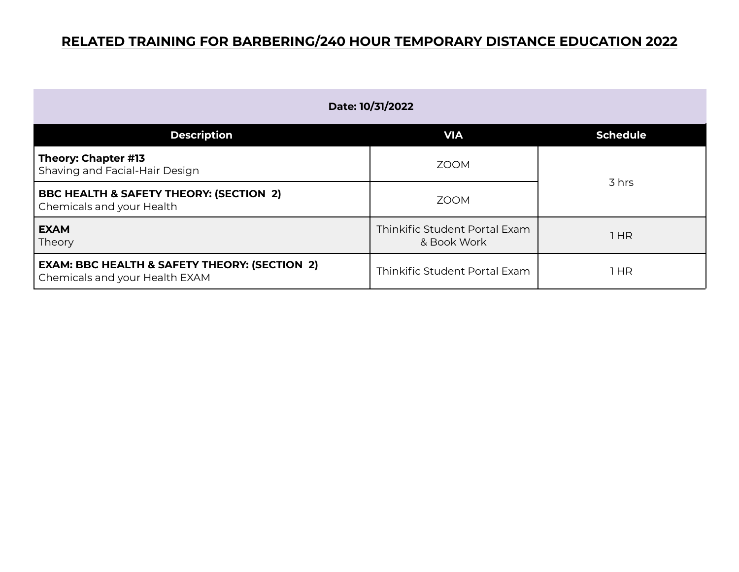# RELATED TRAINING FOR BARBERING/240 HOUR TEMPORARY DISTANCE EDUCATION 2022

| Date: 10/31/2022 | | |
|---|---|---|
| **Description** | **VIA** | **Schedule** |
| **Theory: Chapter #13**<br>Shaving and Facial-Hair Design | ZOOM | 3 hrs |
| **BBC HEALTH & SAFETY THEORY: (SECTION 2)**<br>Chemicals and your Health | ZOOM | |
| **EXAM**<br>Theory | Thinkific Student Portal Exam & Book Work | 1 HR |
| **EXAM: BBC HEALTH & SAFETY THEORY: (SECTION 2)**<br>Chemicals and your Health EXAM | Thinkific Student Portal Exam | 1 HR |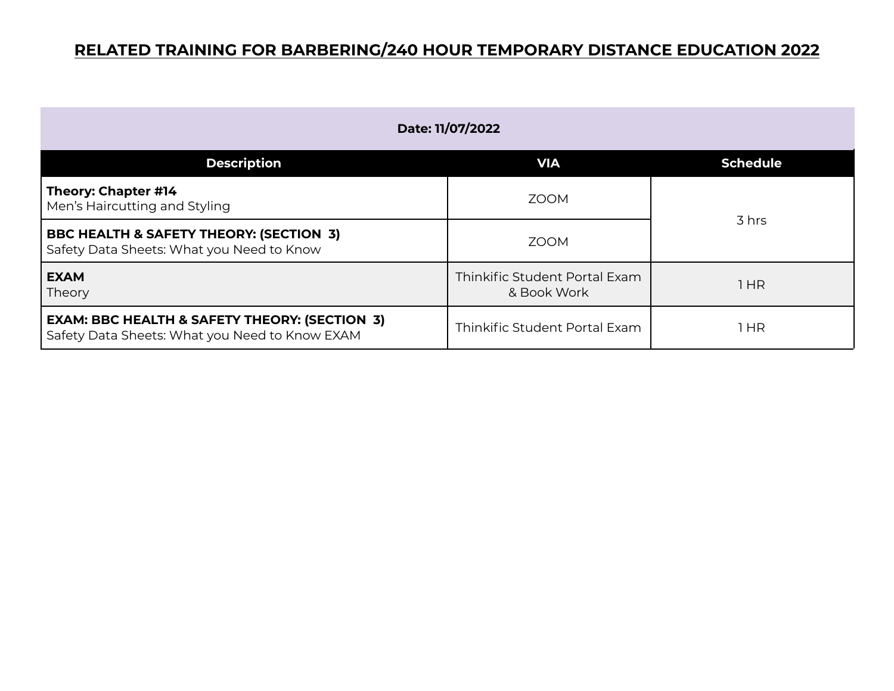# RELATED TRAINING FOR BARBERING/240 HOUR TEMPORARY DISTANCE EDUCATION 2022

| Date: 11/07/2022 | | |
|---|---|---|
| **Description** | **VIA** | **Schedule** |
| **Theory: Chapter #14**<br>Men's Haircutting and Styling | ZOOM | 3 hrs |
| **BBC HEALTH & SAFETY THEORY: (SECTION 3)**<br>Safety Data Sheets: What you Need to Know | ZOOM | |
| **EXAM**<br>Theory | Thinkific Student Portal Exam & Book Work | 1 HR |
| **EXAM: BBC HEALTH & SAFETY THEORY: (SECTION 3)**<br>Safety Data Sheets: What you Need to Know EXAM | Thinkific Student Portal Exam | 1 HR |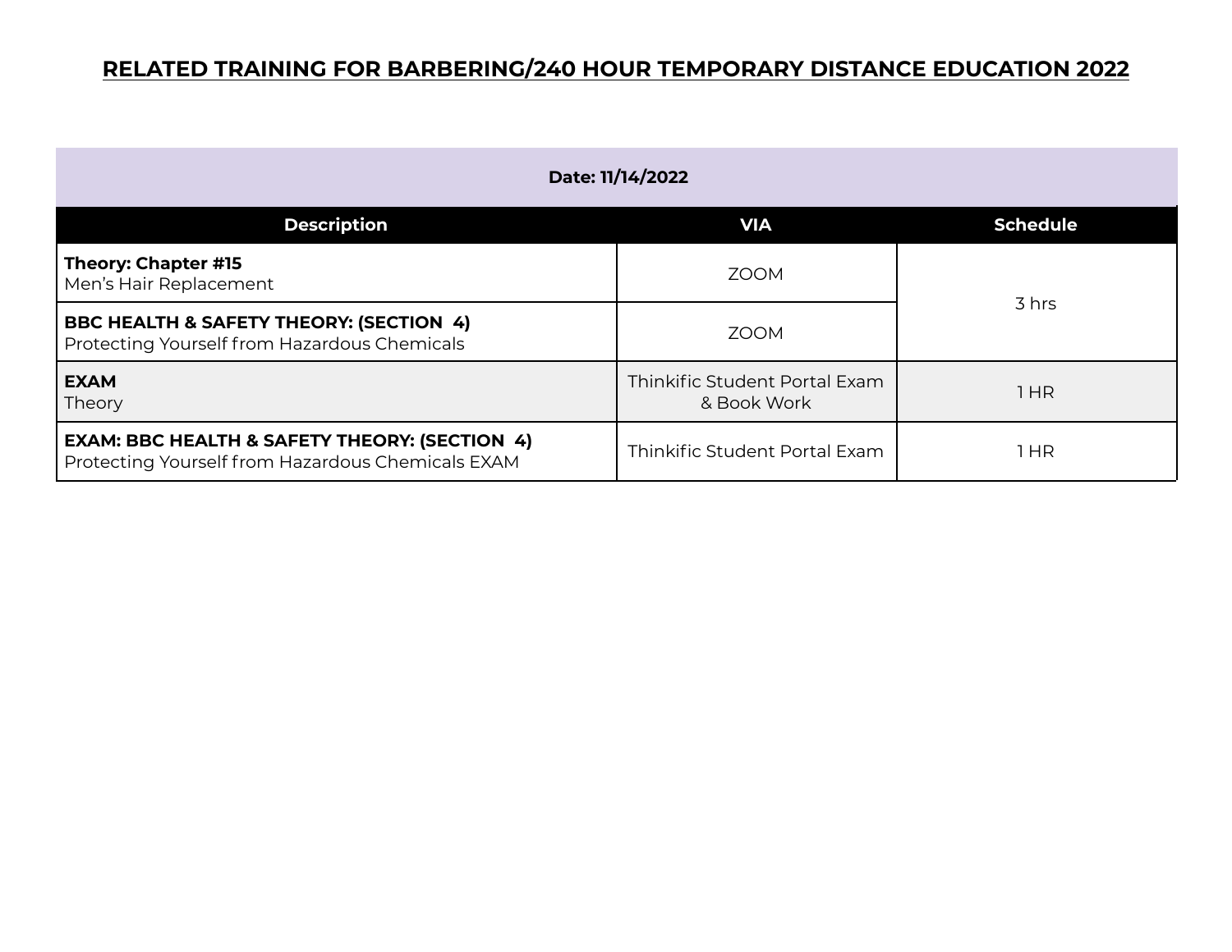# RELATED TRAINING FOR BARBERING/240 HOUR TEMPORARY DISTANCE EDUCATION 2022

**Date: 11/14/2022**

| Description | VIA | Schedule |
|---|---|---|
| **Theory: Chapter #15**<br>Men's Hair Replacement | ZOOM | 3 hrs |
| **BBC HEALTH & SAFETY THEORY: (SECTION 4)**<br>Protecting Yourself from Hazardous Chemicals | ZOOM | |
| **EXAM**<br>Theory | Thinkific Student Portal Exam & Book Work | 1 HR |
| **EXAM: BBC HEALTH & SAFETY THEORY: (SECTION 4)**<br>Protecting Yourself from Hazardous Chemicals EXAM | Thinkific Student Portal Exam | 1 HR |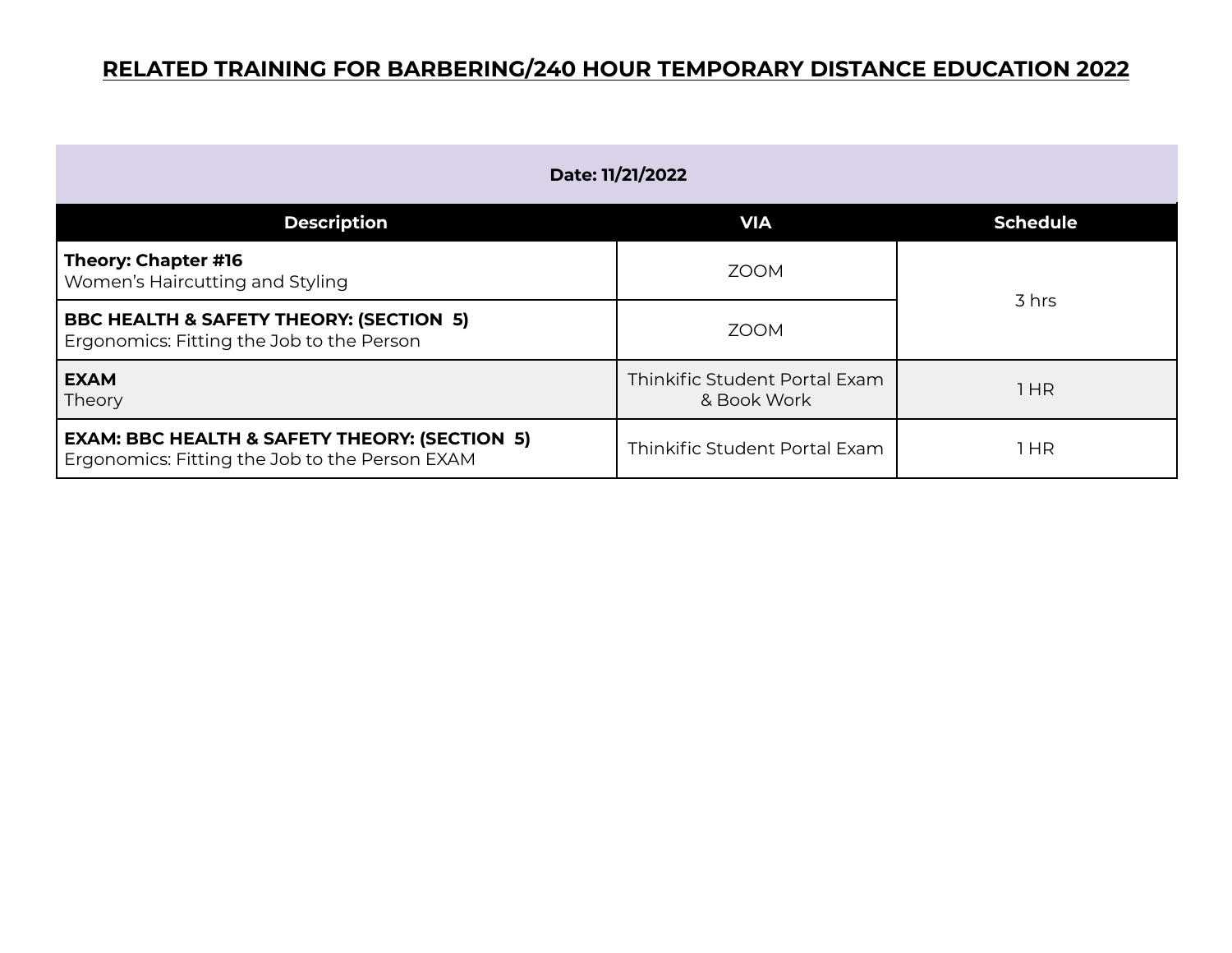# RELATED TRAINING FOR BARBERING/240 HOUR TEMPORARY DISTANCE EDUCATION 2022

| Date: 11/21/2022 | | |
|---|---|---|
| **Description** | **VIA** | **Schedule** |
| **Theory: Chapter #16**<br>Women's Haircutting and Styling | ZOOM | 3 hrs |
| **BBC HEALTH & SAFETY THEORY: (SECTION 5)**<br>Ergonomics: Fitting the Job to the Person | ZOOM | |
| **EXAM**<br>Theory | Thinkific Student Portal Exam & Book Work | 1 HR |
| **EXAM: BBC HEALTH & SAFETY THEORY: (SECTION 5)**<br>Ergonomics: Fitting the Job to the Person EXAM | Thinkific Student Portal Exam | 1 HR |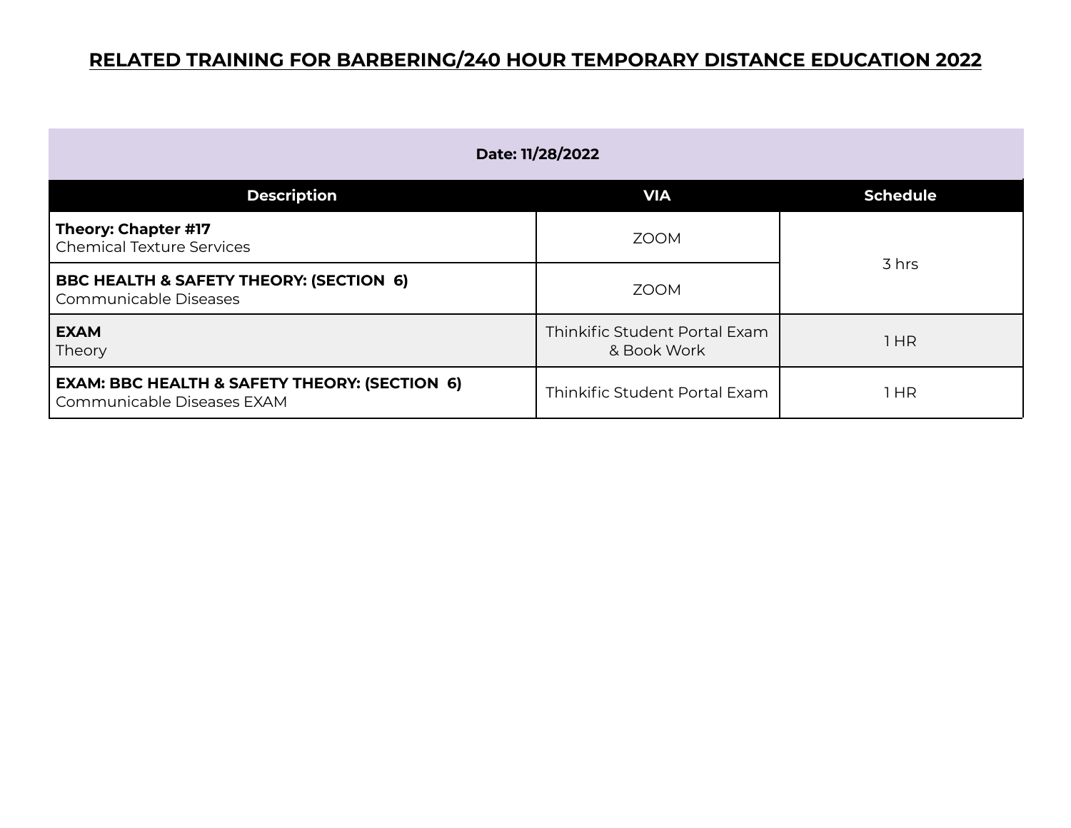# RELATED TRAINING FOR BARBERING/240 HOUR TEMPORARY DISTANCE EDUCATION 2022

| Date: 11/28/2022 | | |
|---|---|---|
| **Description** | **VIA** | **Schedule** |
| **Theory: Chapter #17**<br>Chemical Texture Services | ZOOM | 3 hrs |
| **BBC HEALTH & SAFETY THEORY: (SECTION 6)**<br>Communicable Diseases | ZOOM | |
| **EXAM**<br>Theory | Thinkific Student Portal Exam & Book Work | 1 HR |
| **EXAM: BBC HEALTH & SAFETY THEORY: (SECTION 6)**<br>Communicable Diseases EXAM | Thinkific Student Portal Exam | 1 HR |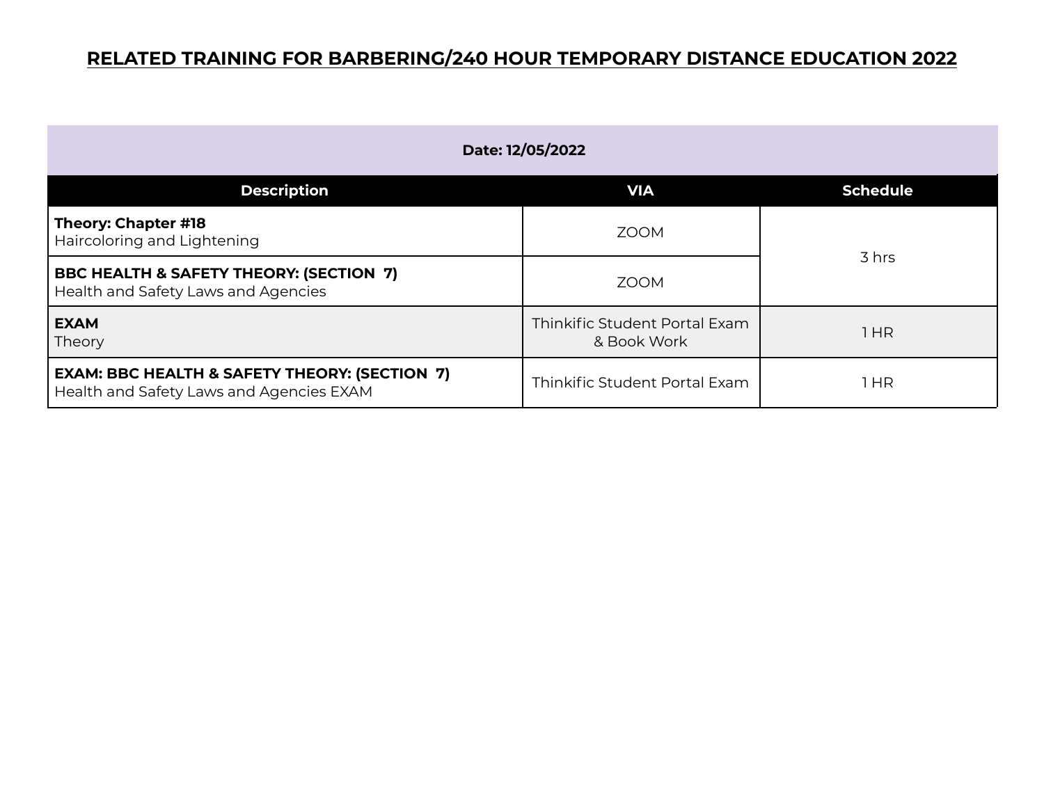# RELATED TRAINING FOR BARBERING/240 HOUR TEMPORARY DISTANCE EDUCATION 2022

| Date: 12/05/2022 | | |
|---|---|---|
| **Description** | **VIA** | **Schedule** |
| **Theory: Chapter #18**<br>Haircoloring and Lightening | ZOOM | 3 hrs |
| **BBC HEALTH & SAFETY THEORY: (SECTION 7)**<br>Health and Safety Laws and Agencies | ZOOM | |
| **EXAM**<br>Theory | Thinkific Student Portal Exam & Book Work | 1 HR |
| **EXAM: BBC HEALTH & SAFETY THEORY: (SECTION 7)**<br>Health and Safety Laws and Agencies EXAM | Thinkific Student Portal Exam | 1 HR |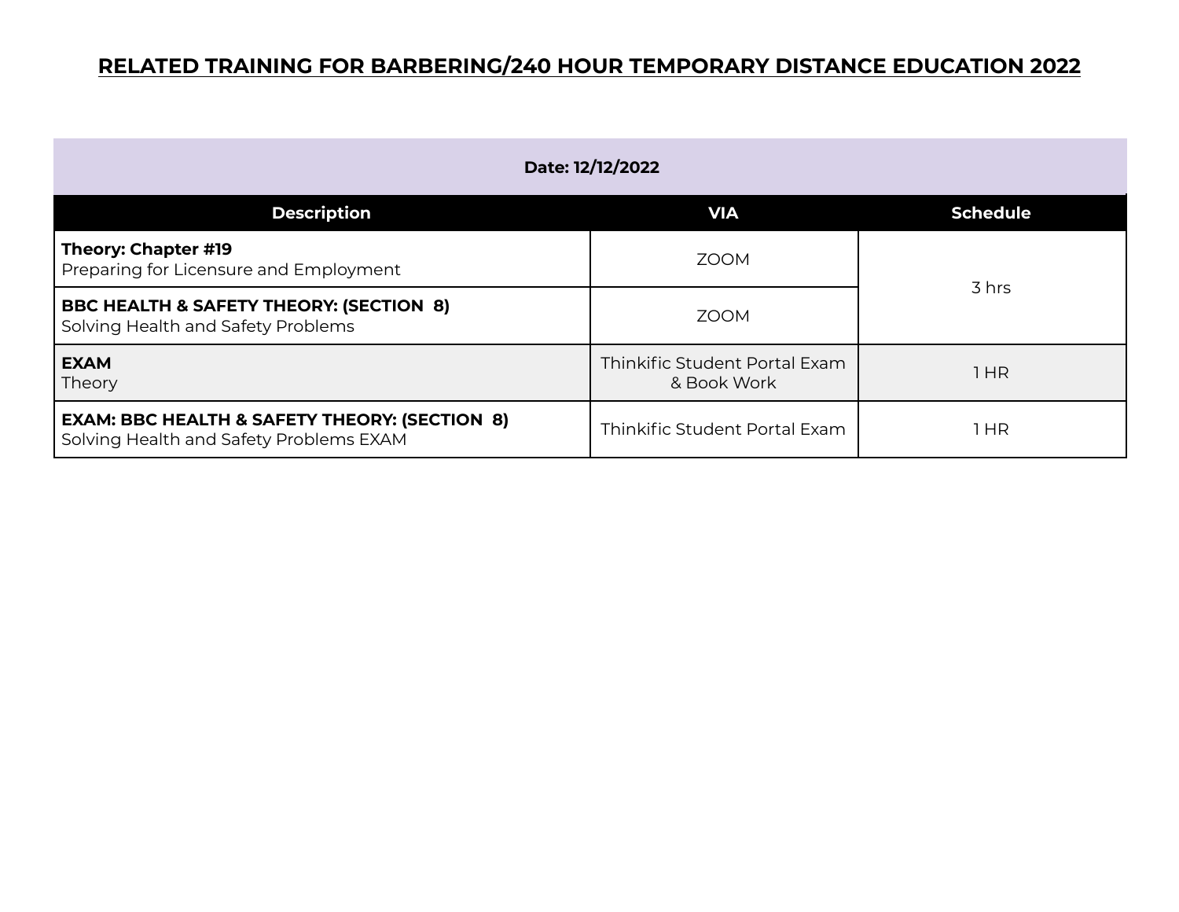# RELATED TRAINING FOR BARBERING/240 HOUR TEMPORARY DISTANCE EDUCATION 2022

**Date: 12/12/2022**

| Description | VIA | Schedule |
|---|---|---|
| **Theory: Chapter #19**<br>Preparing for Licensure and Employment | ZOOM | 3 hrs |
| **BBC HEALTH & SAFETY THEORY: (SECTION 8)**<br>Solving Health and Safety Problems | ZOOM | |
| **EXAM**<br>Theory | Thinkific Student Portal Exam & Book Work | 1 HR |
| **EXAM: BBC HEALTH & SAFETY THEORY: (SECTION 8)**<br>Solving Health and Safety Problems EXAM | Thinkific Student Portal Exam | 1 HR |